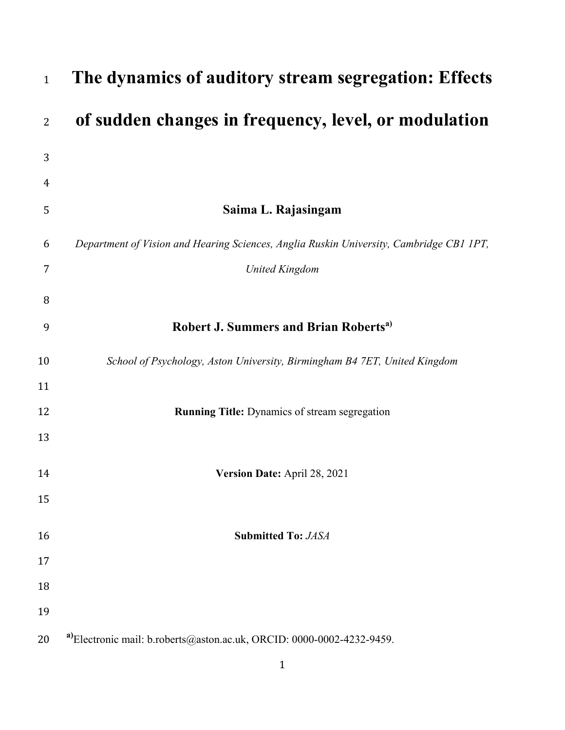# The dynamics of auditory stream segregation: Effects of sudden changes in frequency, level, or modulation

**Saima L. Rajasingam**

*Department of Vision and Hearing Sciences, Anglia Ruskin University, Cambridge CB1 1PT, United Kingdom*

**Robert J. Summers and Brian Roberts**[a)]

*School of Psychology, Aston University, Birmingham B4 7ET, United Kingdom*

**Running Title:** Dynamics of stream segregation

**Version Date:** April 28, 2021

**Submitted To:** *JASA*

[a)]Electronic mail: b.roberts@aston.ac.uk, ORCID: 0000-0002-4232-9459.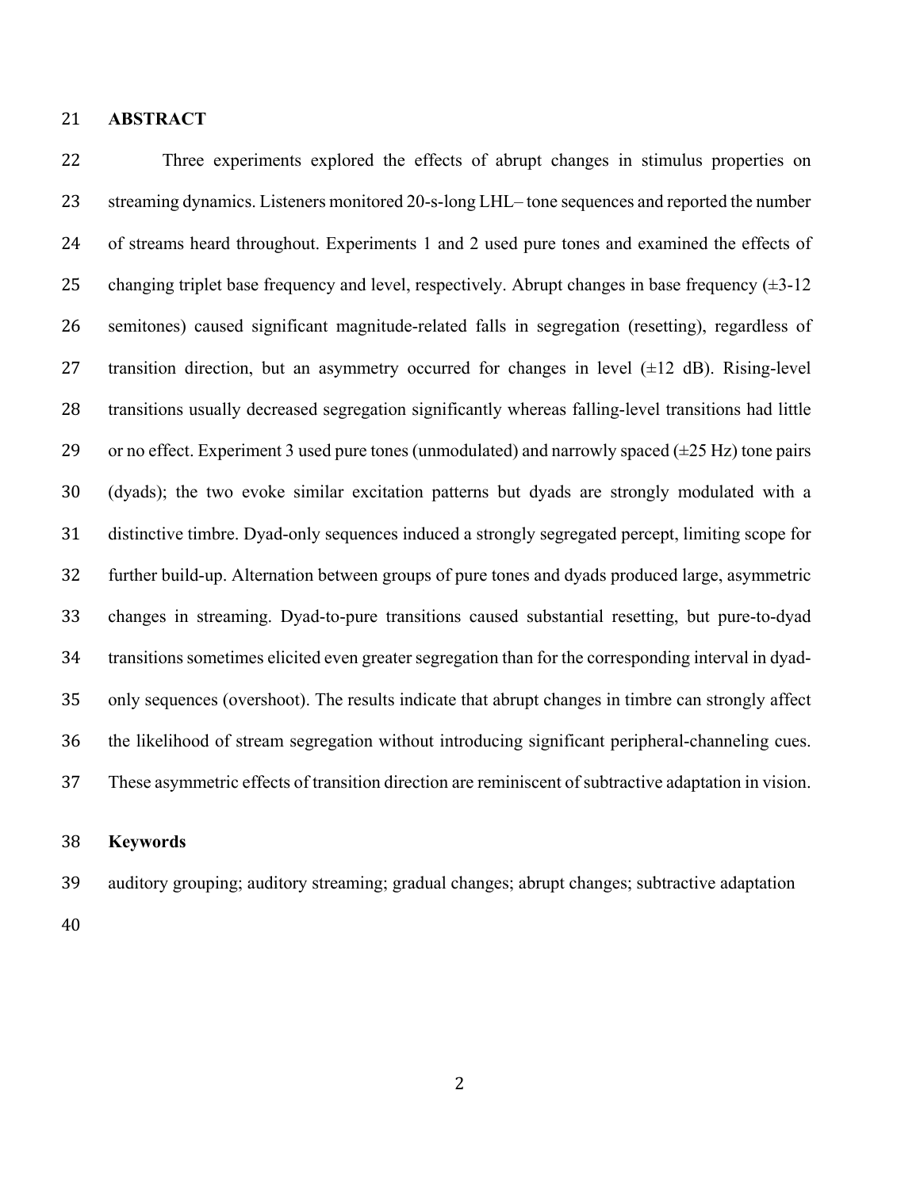## ABSTRACT

Three experiments explored the effects of abrupt changes in stimulus properties on streaming dynamics. Listeners monitored 20-s-long LHL– tone sequences and reported the number of streams heard throughout. Experiments 1 and 2 used pure tones and examined the effects of changing triplet base frequency and level, respectively. Abrupt changes in base frequency (±3-12 semitones) caused significant magnitude-related falls in segregation (resetting), regardless of transition direction, but an asymmetry occurred for changes in level (±12 dB). Rising-level transitions usually decreased segregation significantly whereas falling-level transitions had little or no effect. Experiment 3 used pure tones (unmodulated) and narrowly spaced (±25 Hz) tone pairs (dyads); the two evoke similar excitation patterns but dyads are strongly modulated with a distinctive timbre. Dyad-only sequences induced a strongly segregated percept, limiting scope for further build-up. Alternation between groups of pure tones and dyads produced large, asymmetric changes in streaming. Dyad-to-pure transitions caused substantial resetting, but pure-to-dyad transitions sometimes elicited even greater segregation than for the corresponding interval in dyad-only sequences (overshoot). The results indicate that abrupt changes in timbre can strongly affect the likelihood of stream segregation without introducing significant peripheral-channeling cues. These asymmetric effects of transition direction are reminiscent of subtractive adaptation in vision.

## Keywords

auditory grouping; auditory streaming; gradual changes; abrupt changes; subtractive adaptation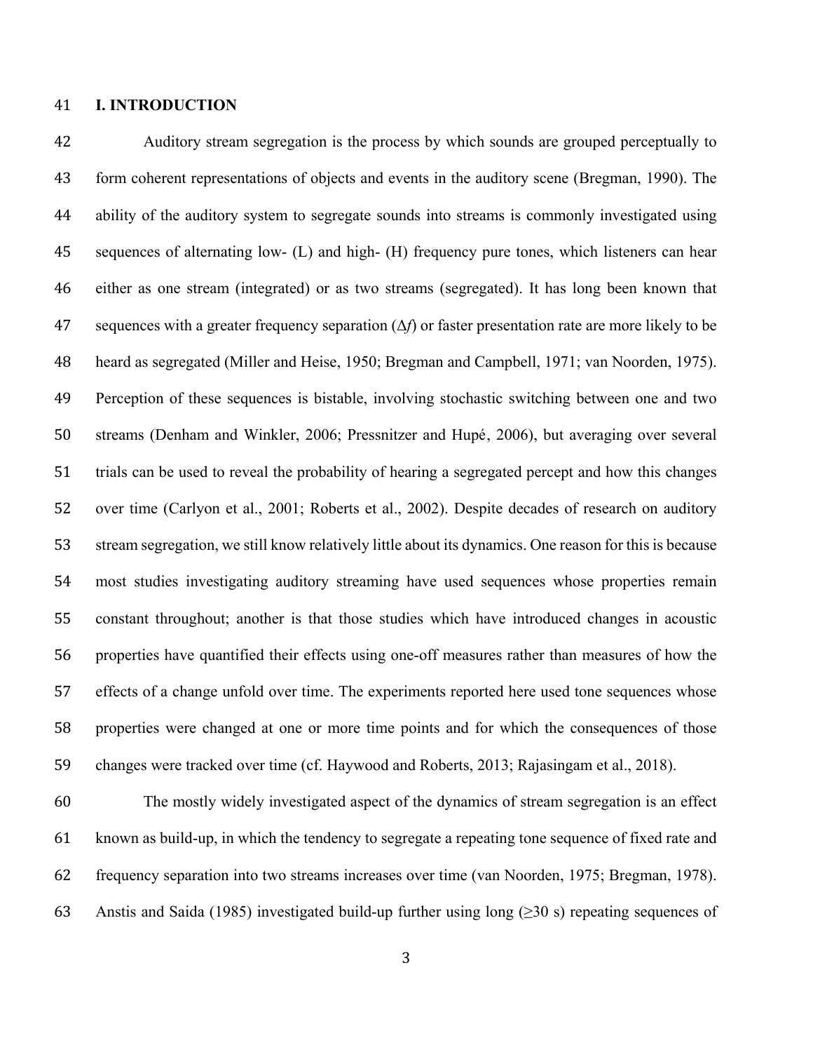# I. INTRODUCTION

Auditory stream segregation is the process by which sounds are grouped perceptually to form coherent representations of objects and events in the auditory scene (Bregman, 1990). The ability of the auditory system to segregate sounds into streams is commonly investigated using sequences of alternating low- (L) and high- (H) frequency pure tones, which listeners can hear either as one stream (integrated) or as two streams (segregated). It has long been known that sequences with a greater frequency separation ($\Delta f$) or faster presentation rate are more likely to be heard as segregated (Miller and Heise, 1950; Bregman and Campbell, 1971; van Noorden, 1975). Perception of these sequences is bistable, involving stochastic switching between one and two streams (Denham and Winkler, 2006; Pressnitzer and Hupé, 2006), but averaging over several trials can be used to reveal the probability of hearing a segregated percept and how this changes over time (Carlyon et al., 2001; Roberts et al., 2002). Despite decades of research on auditory stream segregation, we still know relatively little about its dynamics. One reason for this is because most studies investigating auditory streaming have used sequences whose properties remain constant throughout; another is that those studies which have introduced changes in acoustic properties have quantified their effects using one-off measures rather than measures of how the effects of a change unfold over time. The experiments reported here used tone sequences whose properties were changed at one or more time points and for which the consequences of those changes were tracked over time (cf. Haywood and Roberts, 2013; Rajasingam et al., 2018).

The mostly widely investigated aspect of the dynamics of stream segregation is an effect known as build-up, in which the tendency to segregate a repeating tone sequence of fixed rate and frequency separation into two streams increases over time (van Noorden, 1975; Bregman, 1978). Anstis and Saida (1985) investigated build-up further using long (≥30 s) repeating sequences of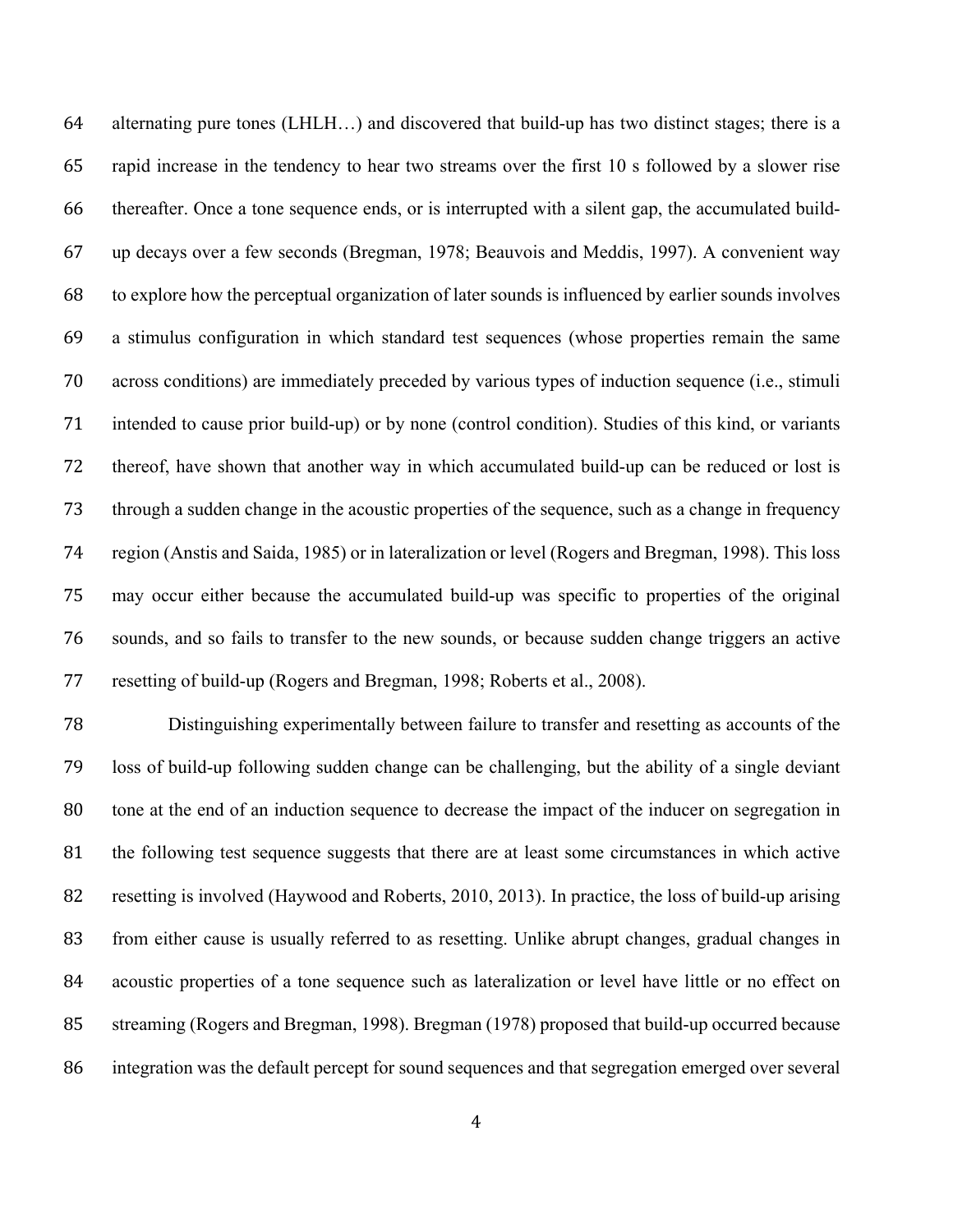alternating pure tones (LHLH…) and discovered that build-up has two distinct stages; there is a rapid increase in the tendency to hear two streams over the first 10 s followed by a slower rise thereafter. Once a tone sequence ends, or is interrupted with a silent gap, the accumulated build-up decays over a few seconds (Bregman, 1978; Beauvois and Meddis, 1997). A convenient way to explore how the perceptual organization of later sounds is influenced by earlier sounds involves a stimulus configuration in which standard test sequences (whose properties remain the same across conditions) are immediately preceded by various types of induction sequence (i.e., stimuli intended to cause prior build-up) or by none (control condition). Studies of this kind, or variants thereof, have shown that another way in which accumulated build-up can be reduced or lost is through a sudden change in the acoustic properties of the sequence, such as a change in frequency region (Anstis and Saida, 1985) or in lateralization or level (Rogers and Bregman, 1998). This loss may occur either because the accumulated build-up was specific to properties of the original sounds, and so fails to transfer to the new sounds, or because sudden change triggers an active resetting of build-up (Rogers and Bregman, 1998; Roberts et al., 2008).

Distinguishing experimentally between failure to transfer and resetting as accounts of the loss of build-up following sudden change can be challenging, but the ability of a single deviant tone at the end of an induction sequence to decrease the impact of the inducer on segregation in the following test sequence suggests that there are at least some circumstances in which active resetting is involved (Haywood and Roberts, 2010, 2013). In practice, the loss of build-up arising from either cause is usually referred to as resetting. Unlike abrupt changes, gradual changes in acoustic properties of a tone sequence such as lateralization or level have little or no effect on streaming (Rogers and Bregman, 1998). Bregman (1978) proposed that build-up occurred because integration was the default percept for sound sequences and that segregation emerged over several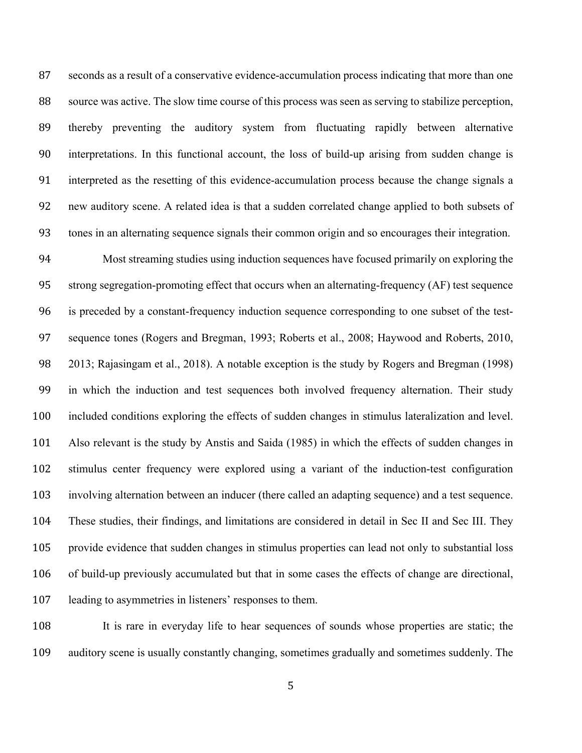seconds as a result of a conservative evidence-accumulation process indicating that more than one source was active. The slow time course of this process was seen as serving to stabilize perception, thereby preventing the auditory system from fluctuating rapidly between alternative interpretations. In this functional account, the loss of build-up arising from sudden change is interpreted as the resetting of this evidence-accumulation process because the change signals a new auditory scene. A related idea is that a sudden correlated change applied to both subsets of tones in an alternating sequence signals their common origin and so encourages their integration.

Most streaming studies using induction sequences have focused primarily on exploring the strong segregation-promoting effect that occurs when an alternating-frequency (AF) test sequence is preceded by a constant-frequency induction sequence corresponding to one subset of the test-sequence tones (Rogers and Bregman, 1993; Roberts et al., 2008; Haywood and Roberts, 2010, 2013; Rajasingam et al., 2018). A notable exception is the study by Rogers and Bregman (1998) in which the induction and test sequences both involved frequency alternation. Their study included conditions exploring the effects of sudden changes in stimulus lateralization and level. Also relevant is the study by Anstis and Saida (1985) in which the effects of sudden changes in stimulus center frequency were explored using a variant of the induction-test configuration involving alternation between an inducer (there called an adapting sequence) and a test sequence. These studies, their findings, and limitations are considered in detail in Sec II and Sec III. They provide evidence that sudden changes in stimulus properties can lead not only to substantial loss of build-up previously accumulated but that in some cases the effects of change are directional, leading to asymmetries in listeners' responses to them.

It is rare in everyday life to hear sequences of sounds whose properties are static; the auditory scene is usually constantly changing, sometimes gradually and sometimes suddenly. The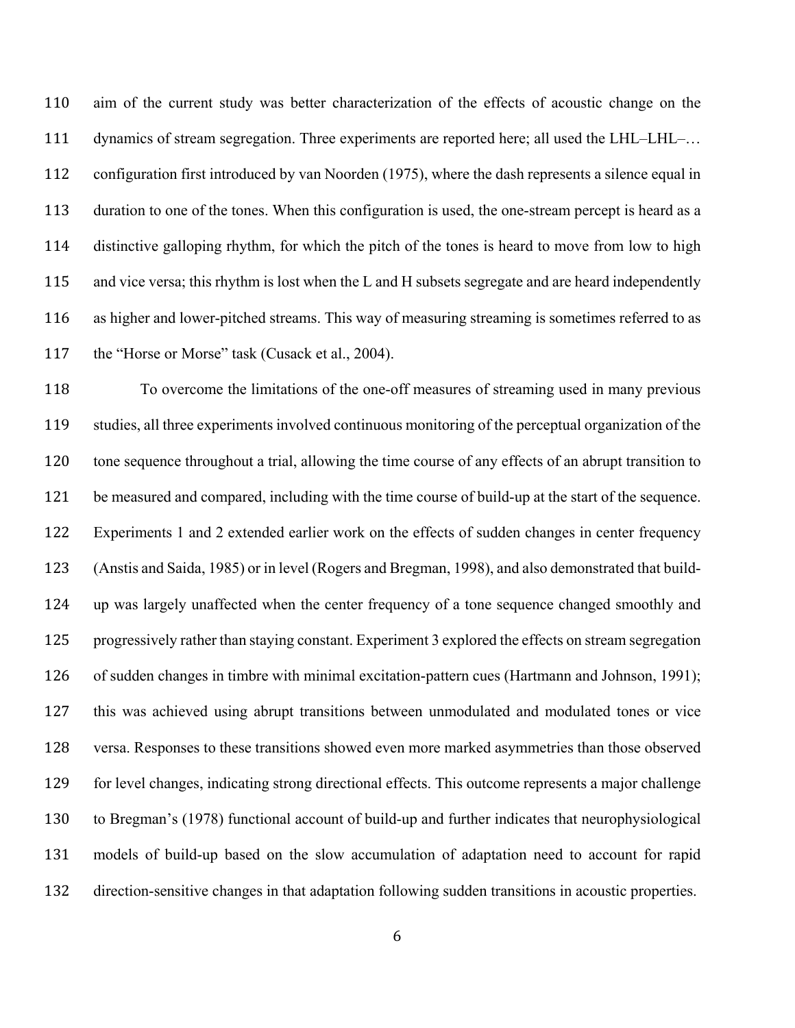aim of the current study was better characterization of the effects of acoustic change on the dynamics of stream segregation. Three experiments are reported here; all used the LHL–LHL–… configuration first introduced by van Noorden (1975), where the dash represents a silence equal in duration to one of the tones. When this configuration is used, the one-stream percept is heard as a distinctive galloping rhythm, for which the pitch of the tones is heard to move from low to high and vice versa; this rhythm is lost when the L and H subsets segregate and are heard independently as higher and lower-pitched streams. This way of measuring streaming is sometimes referred to as the "Horse or Morse" task (Cusack et al., 2004).

To overcome the limitations of the one-off measures of streaming used in many previous studies, all three experiments involved continuous monitoring of the perceptual organization of the tone sequence throughout a trial, allowing the time course of any effects of an abrupt transition to be measured and compared, including with the time course of build-up at the start of the sequence. Experiments 1 and 2 extended earlier work on the effects of sudden changes in center frequency (Anstis and Saida, 1985) or in level (Rogers and Bregman, 1998), and also demonstrated that build-up was largely unaffected when the center frequency of a tone sequence changed smoothly and progressively rather than staying constant. Experiment 3 explored the effects on stream segregation of sudden changes in timbre with minimal excitation-pattern cues (Hartmann and Johnson, 1991); this was achieved using abrupt transitions between unmodulated and modulated tones or vice versa. Responses to these transitions showed even more marked asymmetries than those observed for level changes, indicating strong directional effects. This outcome represents a major challenge to Bregman's (1978) functional account of build-up and further indicates that neurophysiological models of build-up based on the slow accumulation of adaptation need to account for rapid direction-sensitive changes in that adaptation following sudden transitions in acoustic properties.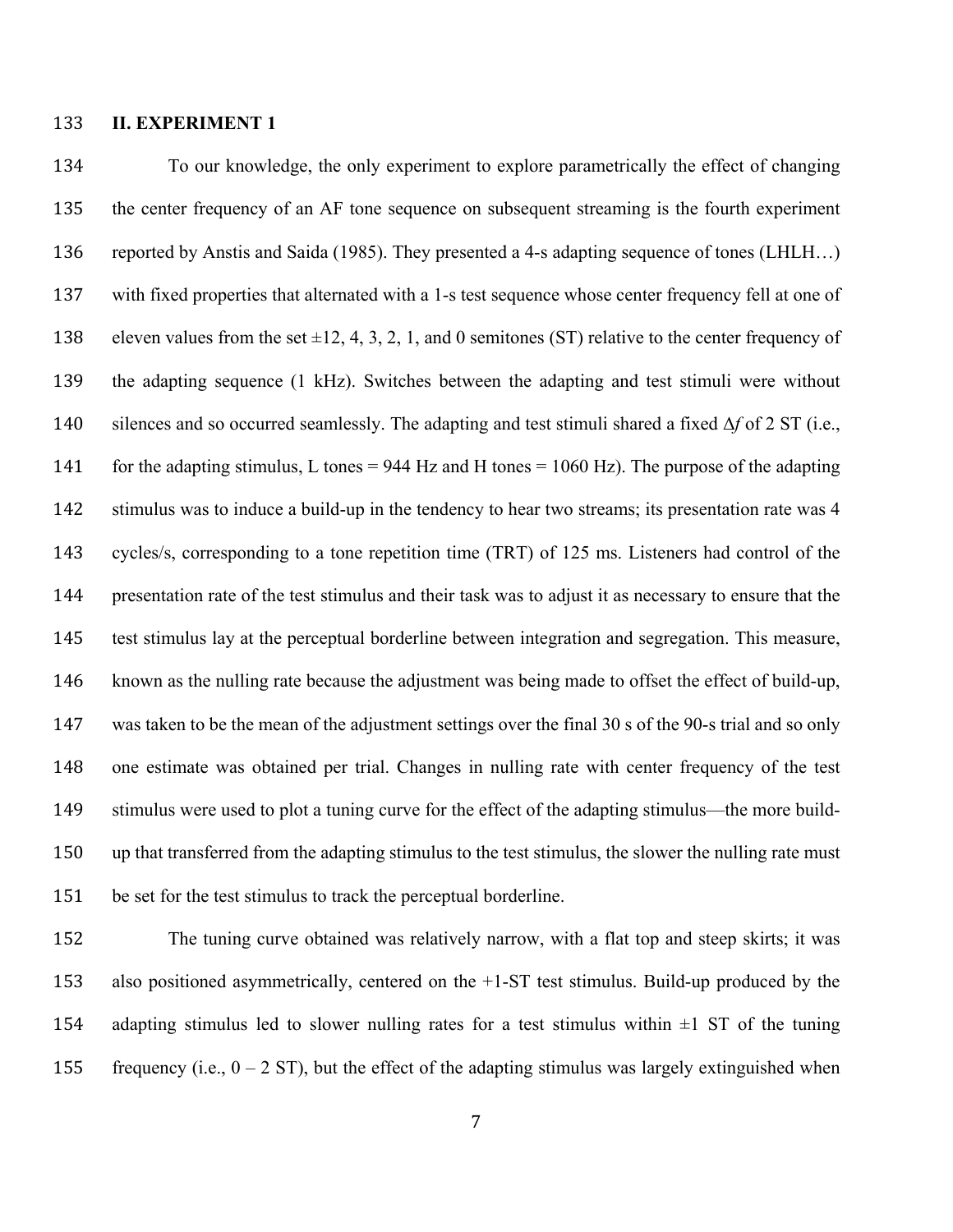## II. EXPERIMENT 1

To our knowledge, the only experiment to explore parametrically the effect of changing the center frequency of an AF tone sequence on subsequent streaming is the fourth experiment reported by Anstis and Saida (1985). They presented a 4-s adapting sequence of tones (LHLH…) with fixed properties that alternated with a 1-s test sequence whose center frequency fell at one of eleven values from the set ±12, 4, 3, 2, 1, and 0 semitones (ST) relative to the center frequency of the adapting sequence (1 kHz). Switches between the adapting and test stimuli were without silences and so occurred seamlessly. The adapting and test stimuli shared a fixed $\Delta f$ of 2 ST (i.e., for the adapting stimulus, L tones = 944 Hz and H tones = 1060 Hz). The purpose of the adapting stimulus was to induce a build-up in the tendency to hear two streams; its presentation rate was 4 cycles/s, corresponding to a tone repetition time (TRT) of 125 ms. Listeners had control of the presentation rate of the test stimulus and their task was to adjust it as necessary to ensure that the test stimulus lay at the perceptual borderline between integration and segregation. This measure, known as the nulling rate because the adjustment was being made to offset the effect of build-up, was taken to be the mean of the adjustment settings over the final 30 s of the 90-s trial and so only one estimate was obtained per trial. Changes in nulling rate with center frequency of the test stimulus were used to plot a tuning curve for the effect of the adapting stimulus—the more build-up that transferred from the adapting stimulus to the test stimulus, the slower the nulling rate must be set for the test stimulus to track the perceptual borderline.

The tuning curve obtained was relatively narrow, with a flat top and steep skirts; it was also positioned asymmetrically, centered on the +1-ST test stimulus. Build-up produced by the adapting stimulus led to slower nulling rates for a test stimulus within ±1 ST of the tuning frequency (i.e., 0 – 2 ST), but the effect of the adapting stimulus was largely extinguished when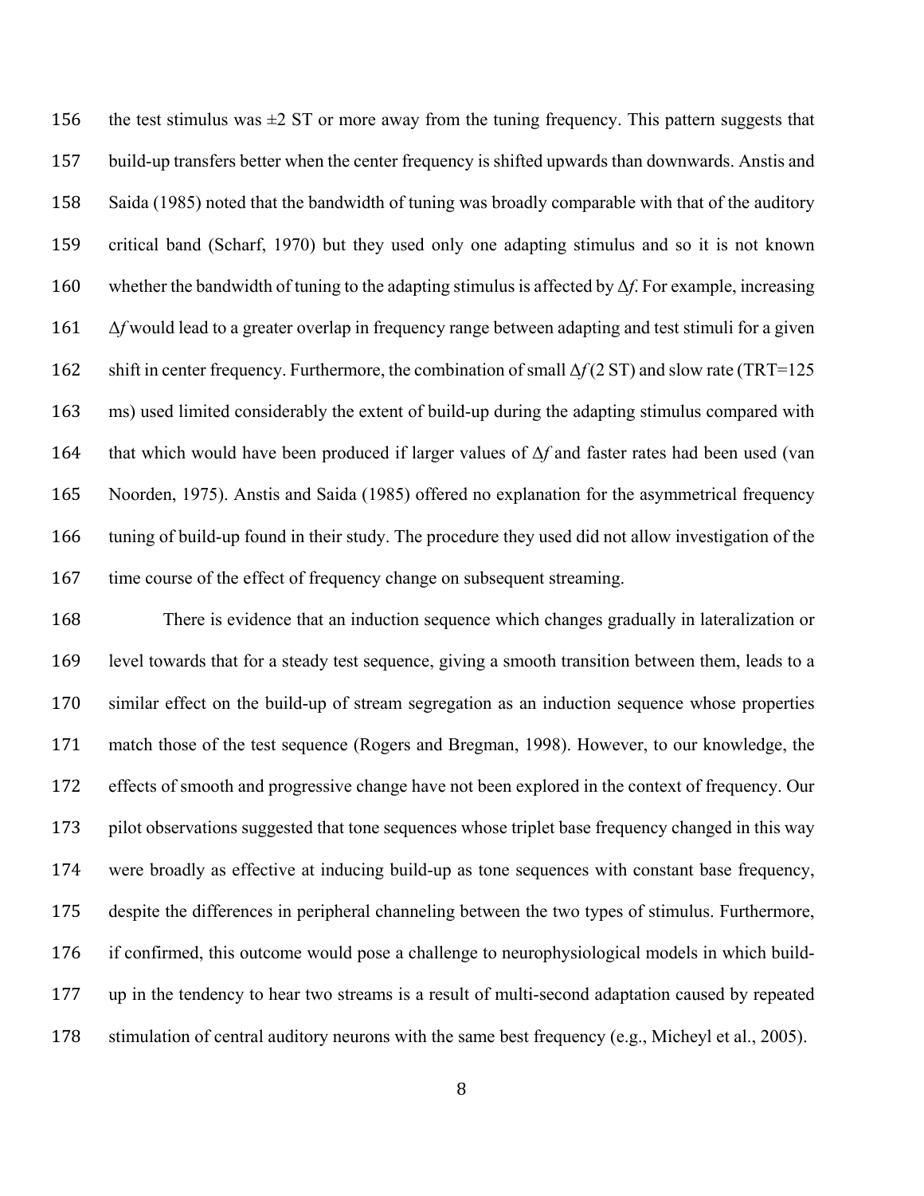the test stimulus was ±2 ST or more away from the tuning frequency. This pattern suggests that build-up transfers better when the center frequency is shifted upwards than downwards. Anstis and Saida (1985) noted that the bandwidth of tuning was broadly comparable with that of the auditory critical band (Scharf, 1970) but they used only one adapting stimulus and so it is not known whether the bandwidth of tuning to the adapting stimulus is affected by $\Delta f$. For example, increasing $\Delta f$ would lead to a greater overlap in frequency range between adapting and test stimuli for a given shift in center frequency. Furthermore, the combination of small $\Delta f$ (2 ST) and slow rate (TRT=125 ms) used limited considerably the extent of build-up during the adapting stimulus compared with that which would have been produced if larger values of $\Delta f$ and faster rates had been used (van Noorden, 1975). Anstis and Saida (1985) offered no explanation for the asymmetrical frequency tuning of build-up found in their study. The procedure they used did not allow investigation of the time course of the effect of frequency change on subsequent streaming.

There is evidence that an induction sequence which changes gradually in lateralization or level towards that for a steady test sequence, giving a smooth transition between them, leads to a similar effect on the build-up of stream segregation as an induction sequence whose properties match those of the test sequence (Rogers and Bregman, 1998). However, to our knowledge, the effects of smooth and progressive change have not been explored in the context of frequency. Our pilot observations suggested that tone sequences whose triplet base frequency changed in this way were broadly as effective at inducing build-up as tone sequences with constant base frequency, despite the differences in peripheral channeling between the two types of stimulus. Furthermore, if confirmed, this outcome would pose a challenge to neurophysiological models in which build-up in the tendency to hear two streams is a result of multi-second adaptation caused by repeated stimulation of central auditory neurons with the same best frequency (e.g., Micheyl et al., 2005).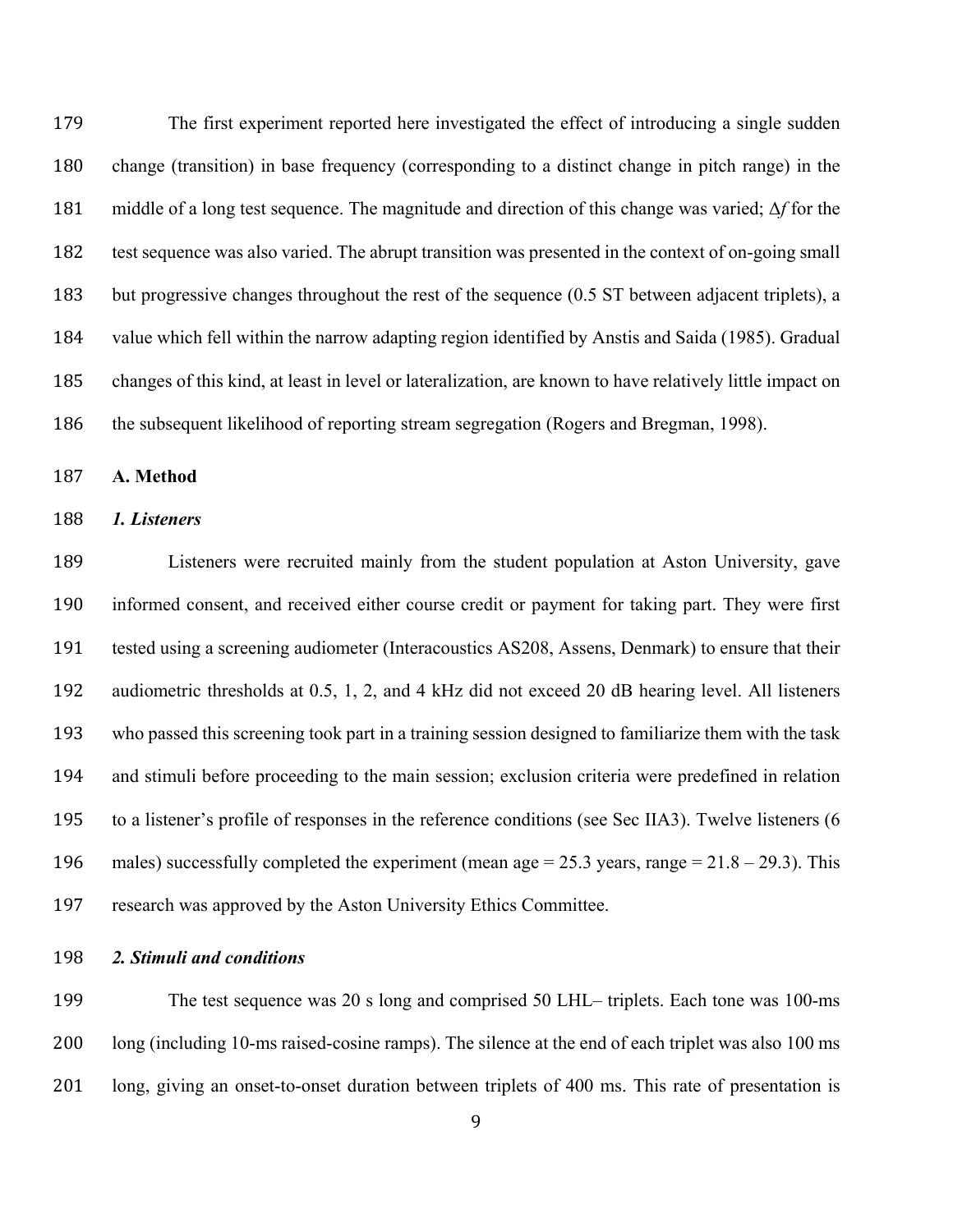The first experiment reported here investigated the effect of introducing a single sudden change (transition) in base frequency (corresponding to a distinct change in pitch range) in the middle of a long test sequence. The magnitude and direction of this change was varied; $\Delta f$ for the test sequence was also varied. The abrupt transition was presented in the context of on-going small but progressive changes throughout the rest of the sequence (0.5 ST between adjacent triplets), a value which fell within the narrow adapting region identified by Anstis and Saida (1985). Gradual changes of this kind, at least in level or lateralization, are known to have relatively little impact on the subsequent likelihood of reporting stream segregation (Rogers and Bregman, 1998).

## A. Method

### *1. Listeners*

Listeners were recruited mainly from the student population at Aston University, gave informed consent, and received either course credit or payment for taking part. They were first tested using a screening audiometer (Interacoustics AS208, Assens, Denmark) to ensure that their audiometric thresholds at 0.5, 1, 2, and 4 kHz did not exceed 20 dB hearing level. All listeners who passed this screening took part in a training session designed to familiarize them with the task and stimuli before proceeding to the main session; exclusion criteria were predefined in relation to a listener's profile of responses in the reference conditions (see Sec IIA3). Twelve listeners (6 males) successfully completed the experiment (mean age = 25.3 years, range = 21.8 – 29.3). This research was approved by the Aston University Ethics Committee.

### *2. Stimuli and conditions*

The test sequence was 20 s long and comprised 50 LHL– triplets. Each tone was 100-ms long (including 10-ms raised-cosine ramps). The silence at the end of each triplet was also 100 ms long, giving an onset-to-onset duration between triplets of 400 ms. This rate of presentation is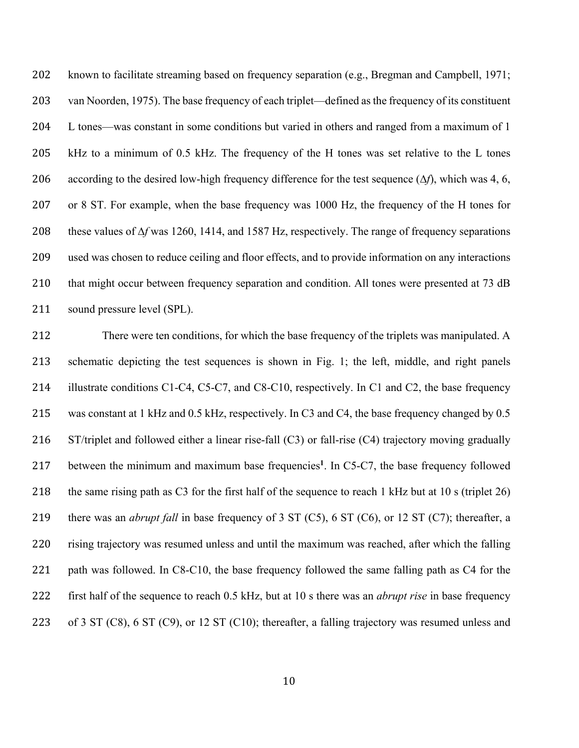known to facilitate streaming based on frequency separation (e.g., Bregman and Campbell, 1971; van Noorden, 1975). The base frequency of each triplet—defined as the frequency of its constituent L tones—was constant in some conditions but varied in others and ranged from a maximum of 1 kHz to a minimum of 0.5 kHz. The frequency of the H tones was set relative to the L tones according to the desired low-high frequency difference for the test sequence ($\Delta f$), which was 4, 6, or 8 ST. For example, when the base frequency was 1000 Hz, the frequency of the H tones for these values of $\Delta f$ was 1260, 1414, and 1587 Hz, respectively. The range of frequency separations used was chosen to reduce ceiling and floor effects, and to provide information on any interactions that might occur between frequency separation and condition. All tones were presented at 73 dB sound pressure level (SPL).

There were ten conditions, for which the base frequency of the triplets was manipulated. A schematic depicting the test sequences is shown in Fig. 1; the left, middle, and right panels illustrate conditions C1-C4, C5-C7, and C8-C10, respectively. In C1 and C2, the base frequency was constant at 1 kHz and 0.5 kHz, respectively. In C3 and C4, the base frequency changed by 0.5 ST/triplet and followed either a linear rise-fall (C3) or fall-rise (C4) trajectory moving gradually between the minimum and maximum base frequencies[1]. In C5-C7, the base frequency followed the same rising path as C3 for the first half of the sequence to reach 1 kHz but at 10 s (triplet 26) there was an *abrupt fall* in base frequency of 3 ST (C5), 6 ST (C6), or 12 ST (C7); thereafter, a rising trajectory was resumed unless and until the maximum was reached, after which the falling path was followed. In C8-C10, the base frequency followed the same falling path as C4 for the first half of the sequence to reach 0.5 kHz, but at 10 s there was an *abrupt rise* in base frequency of 3 ST (C8), 6 ST (C9), or 12 ST (C10); thereafter, a falling trajectory was resumed unless and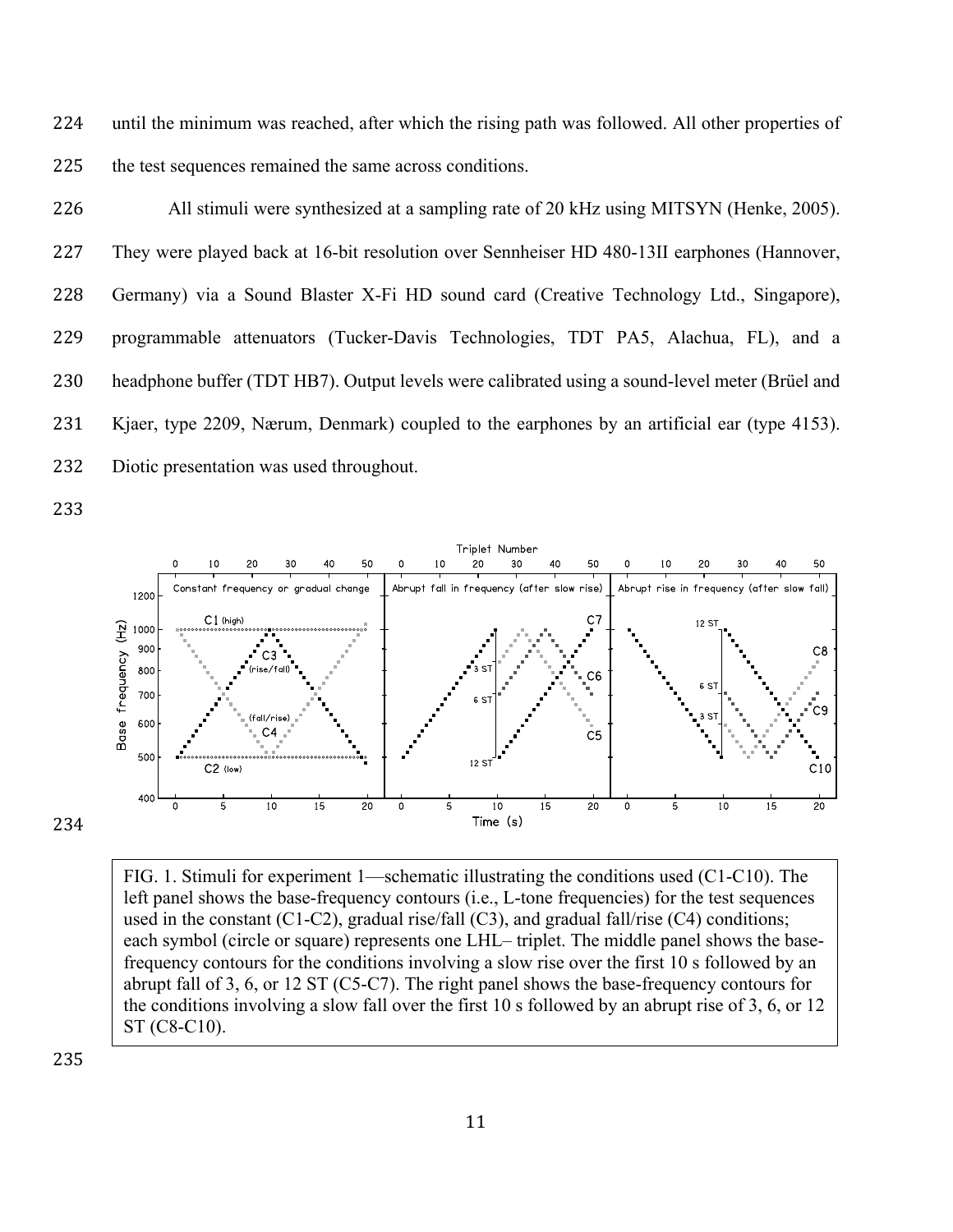until the minimum was reached, after which the rising path was followed. All other properties of the test sequences remained the same across conditions.

All stimuli were synthesized at a sampling rate of 20 kHz using MITSYN (Henke, 2005). They were played back at 16-bit resolution over Sennheiser HD 480-13II earphones (Hannover, Germany) via a Sound Blaster X-Fi HD sound card (Creative Technology Ltd., Singapore), programmable attenuators (Tucker-Davis Technologies, TDT PA5, Alachua, FL), and a headphone buffer (TDT HB7). Output levels were calibrated using a sound-level meter (Brüel and Kjaer, type 2209, Nærum, Denmark) coupled to the earphones by an artificial ear (type 4153). Diotic presentation was used throughout.

FIG. 1. Stimuli for experiment 1—schematic illustrating the conditions used (C1-C10). The left panel shows the base-frequency contours (i.e., L-tone frequencies) for the test sequences used in the constant (C1-C2), gradual rise/fall (C3), and gradual fall/rise (C4) conditions; each symbol (circle or square) represents one LHL– triplet. The middle panel shows the base-frequency contours for the conditions involving a slow rise over the first 10 s followed by an abrupt fall of 3, 6, or 12 ST (C5-C7). The right panel shows the base-frequency contours for the conditions involving a slow fall over the first 10 s followed by an abrupt rise of 3, 6, or 12 ST (C8-C10).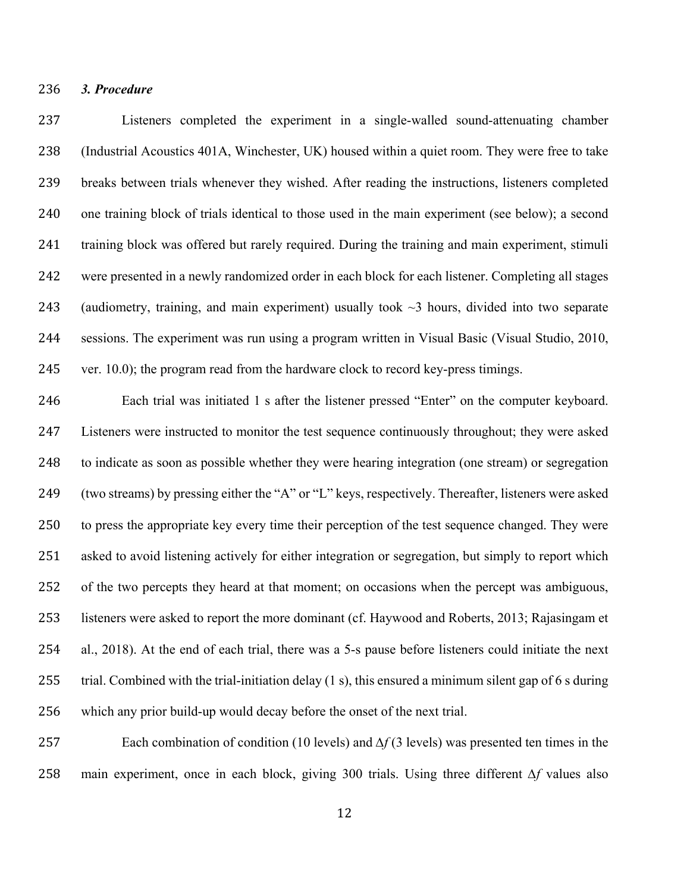### *3. Procedure*

Listeners completed the experiment in a single-walled sound-attenuating chamber (Industrial Acoustics 401A, Winchester, UK) housed within a quiet room. They were free to take breaks between trials whenever they wished. After reading the instructions, listeners completed one training block of trials identical to those used in the main experiment (see below); a second training block was offered but rarely required. During the training and main experiment, stimuli were presented in a newly randomized order in each block for each listener. Completing all stages (audiometry, training, and main experiment) usually took ~3 hours, divided into two separate sessions. The experiment was run using a program written in Visual Basic (Visual Studio, 2010, ver. 10.0); the program read from the hardware clock to record key-press timings.

Each trial was initiated 1 s after the listener pressed "Enter" on the computer keyboard. Listeners were instructed to monitor the test sequence continuously throughout; they were asked to indicate as soon as possible whether they were hearing integration (one stream) or segregation (two streams) by pressing either the "A" or "L" keys, respectively. Thereafter, listeners were asked to press the appropriate key every time their perception of the test sequence changed. They were asked to avoid listening actively for either integration or segregation, but simply to report which of the two percepts they heard at that moment; on occasions when the percept was ambiguous, listeners were asked to report the more dominant (cf. Haywood and Roberts, 2013; Rajasingam et al., 2018). At the end of each trial, there was a 5-s pause before listeners could initiate the next trial. Combined with the trial-initiation delay (1 s), this ensured a minimum silent gap of 6 s during which any prior build-up would decay before the onset of the next trial.

Each combination of condition (10 levels) and $\Delta f$ (3 levels) was presented ten times in the main experiment, once in each block, giving 300 trials. Using three different $\Delta f$ values also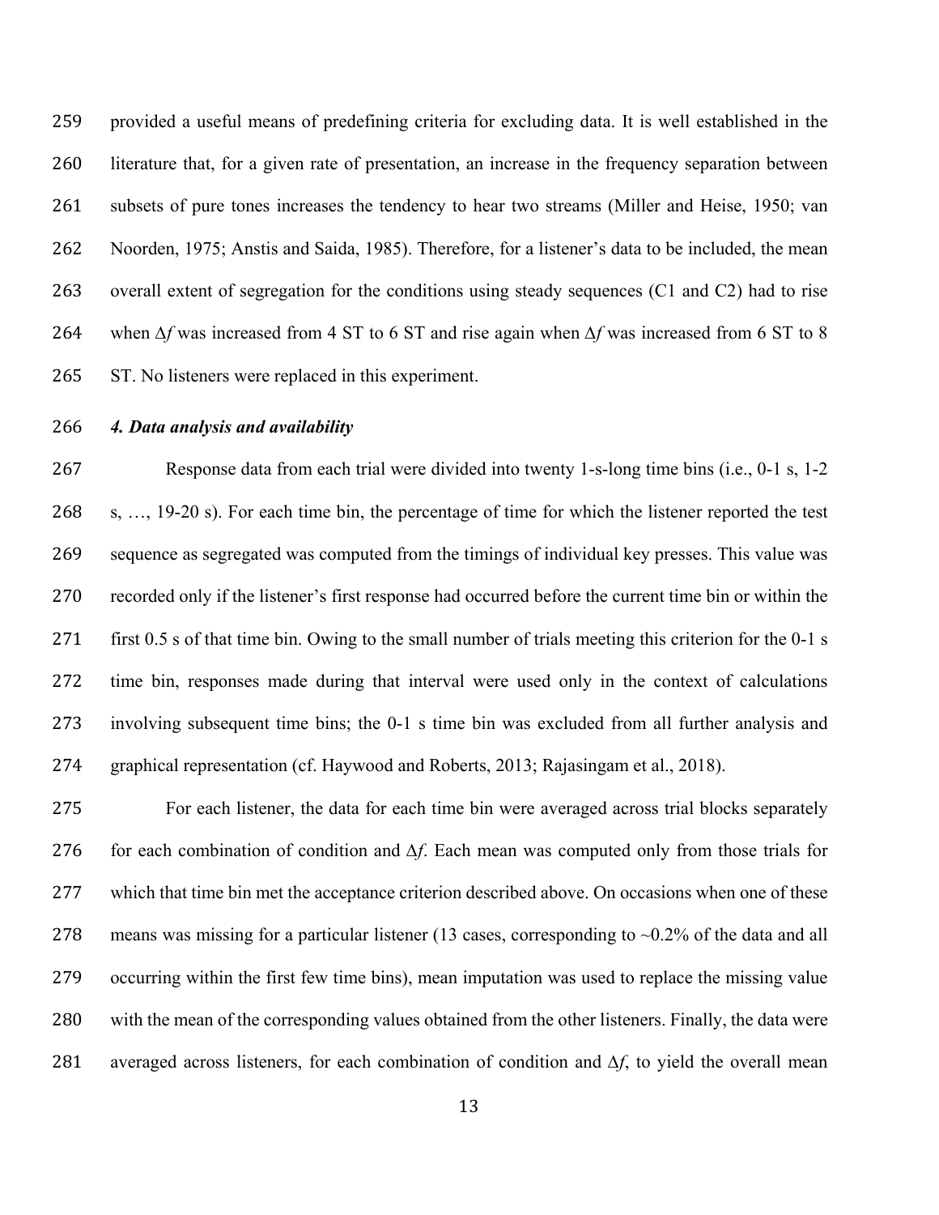provided a useful means of predefining criteria for excluding data. It is well established in the literature that, for a given rate of presentation, an increase in the frequency separation between subsets of pure tones increases the tendency to hear two streams (Miller and Heise, 1950; van Noorden, 1975; Anstis and Saida, 1985). Therefore, for a listener's data to be included, the mean overall extent of segregation for the conditions using steady sequences (C1 and C2) had to rise when $\Delta f$ was increased from 4 ST to 6 ST and rise again when $\Delta f$ was increased from 6 ST to 8 ST. No listeners were replaced in this experiment.

### *4. Data analysis and availability*

Response data from each trial were divided into twenty 1-s-long time bins (i.e., 0-1 s, 1-2 s, …, 19-20 s). For each time bin, the percentage of time for which the listener reported the test sequence as segregated was computed from the timings of individual key presses. This value was recorded only if the listener's first response had occurred before the current time bin or within the first 0.5 s of that time bin. Owing to the small number of trials meeting this criterion for the 0-1 s time bin, responses made during that interval were used only in the context of calculations involving subsequent time bins; the 0-1 s time bin was excluded from all further analysis and graphical representation (cf. Haywood and Roberts, 2013; Rajasingam et al., 2018).

For each listener, the data for each time bin were averaged across trial blocks separately for each combination of condition and $\Delta f$. Each mean was computed only from those trials for which that time bin met the acceptance criterion described above. On occasions when one of these means was missing for a particular listener (13 cases, corresponding to ~0.2% of the data and all occurring within the first few time bins), mean imputation was used to replace the missing value with the mean of the corresponding values obtained from the other listeners. Finally, the data were averaged across listeners, for each combination of condition and $\Delta f$, to yield the overall mean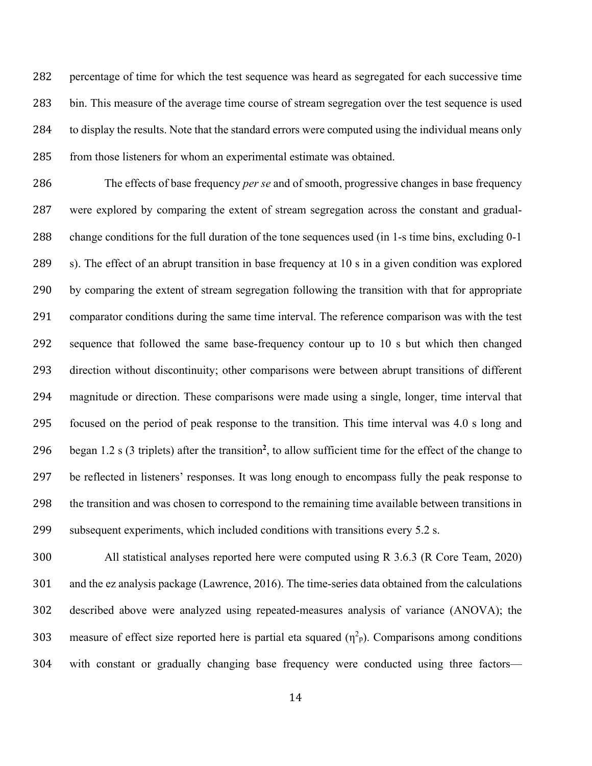percentage of time for which the test sequence was heard as segregated for each successive time bin. This measure of the average time course of stream segregation over the test sequence is used to display the results. Note that the standard errors were computed using the individual means only from those listeners for whom an experimental estimate was obtained.

The effects of base frequency *per se* and of smooth, progressive changes in base frequency were explored by comparing the extent of stream segregation across the constant and gradual-change conditions for the full duration of the tone sequences used (in 1-s time bins, excluding 0-1 s). The effect of an abrupt transition in base frequency at 10 s in a given condition was explored by comparing the extent of stream segregation following the transition with that for appropriate comparator conditions during the same time interval. The reference comparison was with the test sequence that followed the same base-frequency contour up to 10 s but which then changed direction without discontinuity; other comparisons were between abrupt transitions of different magnitude or direction. These comparisons were made using a single, longer, time interval that focused on the period of peak response to the transition. This time interval was 4.0 s long and began 1.2 s (3 triplets) after the transition[2], to allow sufficient time for the effect of the change to be reflected in listeners' responses. It was long enough to encompass fully the peak response to the transition and was chosen to correspond to the remaining time available between transitions in subsequent experiments, which included conditions with transitions every 5.2 s.

All statistical analyses reported here were computed using R 3.6.3 (R Core Team, 2020) and the ez analysis package (Lawrence, 2016). The time-series data obtained from the calculations described above were analyzed using repeated-measures analysis of variance (ANOVA); the measure of effect size reported here is partial eta squared ($\eta^2_p$). Comparisons among conditions with constant or gradually changing base frequency were conducted using three factors—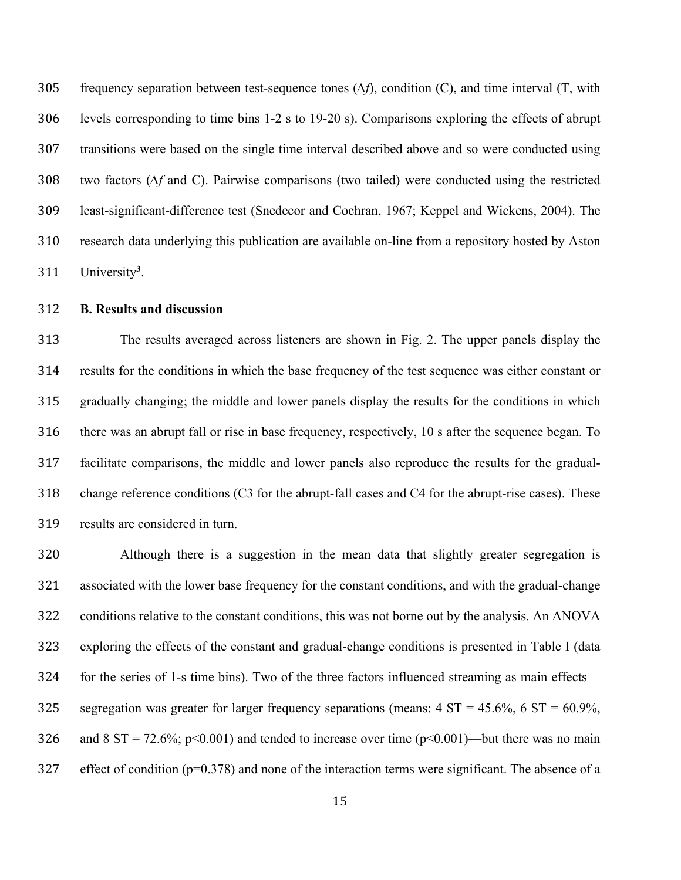frequency separation between test-sequence tones ($\Delta f$), condition (C), and time interval (T, with levels corresponding to time bins 1-2 s to 19-20 s). Comparisons exploring the effects of abrupt transitions were based on the single time interval described above and so were conducted using two factors ($\Delta f$ and C). Pairwise comparisons (two tailed) were conducted using the restricted least-significant-difference test (Snedecor and Cochran, 1967; Keppel and Wickens, 2004). The research data underlying this publication are available on-line from a repository hosted by Aston University[3].

**B. Results and discussion**

The results averaged across listeners are shown in Fig. 2. The upper panels display the results for the conditions in which the base frequency of the test sequence was either constant or gradually changing; the middle and lower panels display the results for the conditions in which there was an abrupt fall or rise in base frequency, respectively, 10 s after the sequence began. To facilitate comparisons, the middle and lower panels also reproduce the results for the gradual-change reference conditions (C3 for the abrupt-fall cases and C4 for the abrupt-rise cases). These results are considered in turn.

Although there is a suggestion in the mean data that slightly greater segregation is associated with the lower base frequency for the constant conditions, and with the gradual-change conditions relative to the constant conditions, this was not borne out by the analysis. An ANOVA exploring the effects of the constant and gradual-change conditions is presented in Table I (data for the series of 1-s time bins). Two of the three factors influenced streaming as main effects—segregation was greater for larger frequency separations (means: 4 ST = 45.6%, 6 ST = 60.9%, and 8 ST = 72.6%; $p<0.001$) and tended to increase over time ($p<0.001$)—but there was no main effect of condition ($p=0.378$) and none of the interaction terms were significant. The absence of a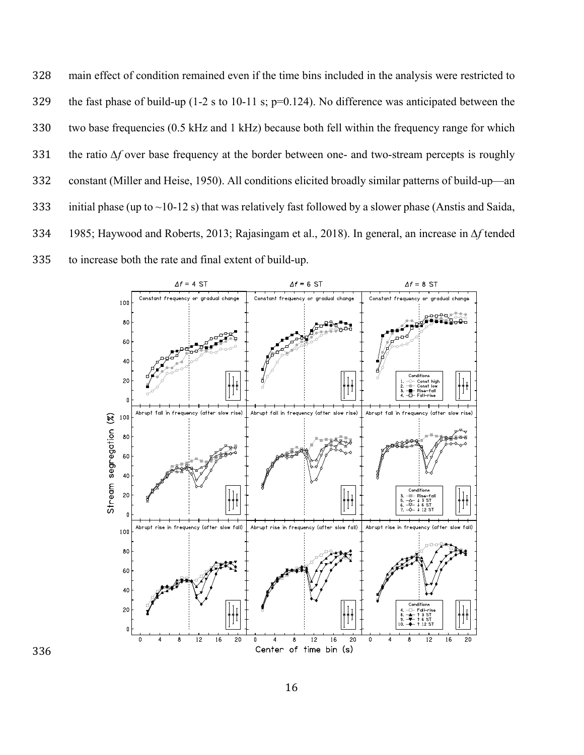main effect of condition remained even if the time bins included in the analysis were restricted to the fast phase of build-up (1-2 s to 10-11 s; p=0.124). No difference was anticipated between the two base frequencies (0.5 kHz and 1 kHz) because both fell within the frequency range for which the ratio $\Delta f$ over base frequency at the border between one- and two-stream percepts is roughly constant (Miller and Heise, 1950). All conditions elicited broadly similar patterns of build-up—an initial phase (up to ~10-12 s) that was relatively fast followed by a slower phase (Anstis and Saida, 1985; Haywood and Roberts, 2013; Rajasingam et al., 2018). In general, an increase in $\Delta f$ tended to increase both the rate and final extent of build-up.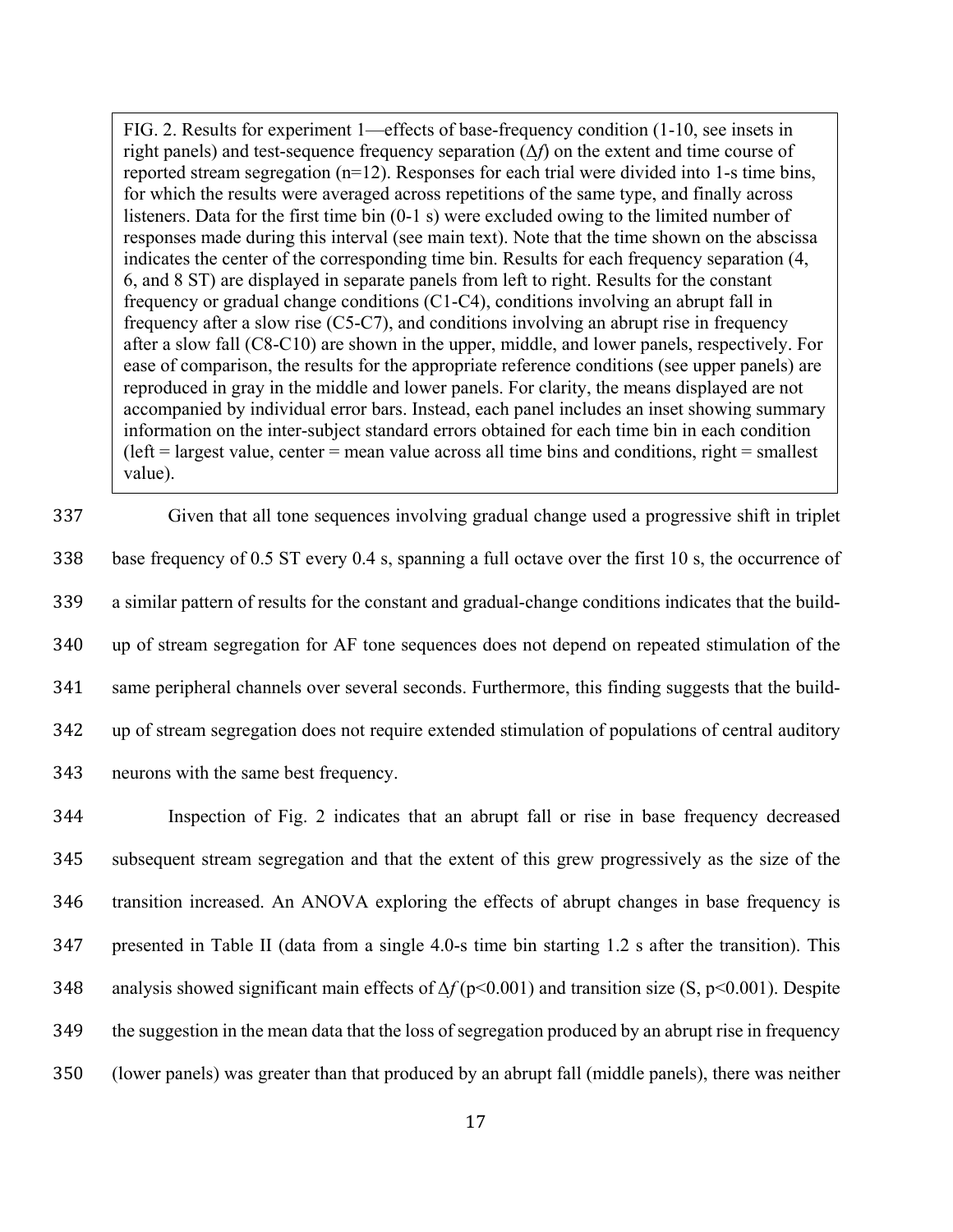FIG. 2. Results for experiment 1—effects of base-frequency condition (1-10, see insets in right panels) and test-sequence frequency separation ($\Delta f$) on the extent and time course of reported stream segregation (n=12). Responses for each trial were divided into 1-s time bins, for which the results were averaged across repetitions of the same type, and finally across listeners. Data for the first time bin (0-1 s) were excluded owing to the limited number of responses made during this interval (see main text). Note that the time shown on the abscissa indicates the center of the corresponding time bin. Results for each frequency separation (4, 6, and 8 ST) are displayed in separate panels from left to right. Results for the constant frequency or gradual change conditions (C1-C4), conditions involving an abrupt fall in frequency after a slow rise (C5-C7), and conditions involving an abrupt rise in frequency after a slow fall (C8-C10) are shown in the upper, middle, and lower panels, respectively. For ease of comparison, the results for the appropriate reference conditions (see upper panels) are reproduced in gray in the middle and lower panels. For clarity, the means displayed are not accompanied by individual error bars. Instead, each panel includes an inset showing summary information on the inter-subject standard errors obtained for each time bin in each condition (left = largest value, center = mean value across all time bins and conditions, right = smallest value).

337 Given that all tone sequences involving gradual change used a progressive shift in triplet
338 base frequency of 0.5 ST every 0.4 s, spanning a full octave over the first 10 s, the occurrence of
339 a similar pattern of results for the constant and gradual-change conditions indicates that the build-
340 up of stream segregation for AF tone sequences does not depend on repeated stimulation of the
341 same peripheral channels over several seconds. Furthermore, this finding suggests that the build-
342 up of stream segregation does not require extended stimulation of populations of central auditory
343 neurons with the same best frequency.

344 Inspection of Fig. 2 indicates that an abrupt fall or rise in base frequency decreased
345 subsequent stream segregation and that the extent of this grew progressively as the size of the
346 transition increased. An ANOVA exploring the effects of abrupt changes in base frequency is
347 presented in Table II (data from a single 4.0-s time bin starting 1.2 s after the transition). This
348 analysis showed significant main effects of $\Delta f$ ($p<0.001$) and transition size (S, $p<0.001$). Despite
349 the suggestion in the mean data that the loss of segregation produced by an abrupt rise in frequency
350 (lower panels) was greater than that produced by an abrupt fall (middle panels), there was neither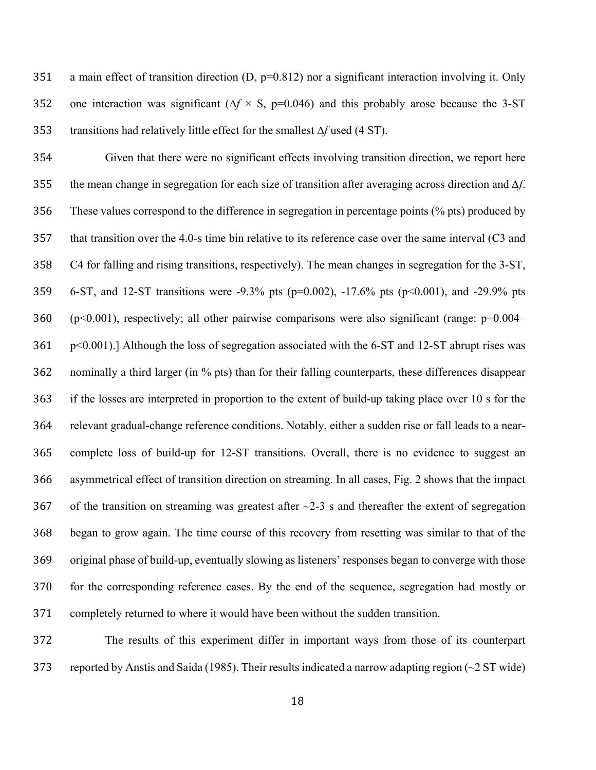a main effect of transition direction (D, $p=0.812$) nor a significant interaction involving it. Only one interaction was significant ($\Delta f \times S$, $p=0.046$) and this probably arose because the 3-ST transitions had relatively little effect for the smallest $\Delta f$ used (4 ST).

Given that there were no significant effects involving transition direction, we report here the mean change in segregation for each size of transition after averaging across direction and $\Delta f$. These values correspond to the difference in segregation in percentage points (% pts) produced by that transition over the 4.0-s time bin relative to its reference case over the same interval (C3 and C4 for falling and rising transitions, respectively). The mean changes in segregation for the 3-ST, 6-ST, and 12-ST transitions were -9.3% pts ($p=0.002$), -17.6% pts ($p<0.001$), and -29.9% pts ($p<0.001$), respectively; all other pairwise comparisons were also significant (range: $p=0.004$–$p<0.001$).] Although the loss of segregation associated with the 6-ST and 12-ST abrupt rises was nominally a third larger (in % pts) than for their falling counterparts, these differences disappear if the losses are interpreted in proportion to the extent of build-up taking place over 10 s for the relevant gradual-change reference conditions. Notably, either a sudden rise or fall leads to a near-complete loss of build-up for 12-ST transitions. Overall, there is no evidence to suggest an asymmetrical effect of transition direction on streaming. In all cases, Fig. 2 shows that the impact of the transition on streaming was greatest after ~2-3 s and thereafter the extent of segregation began to grow again. The time course of this recovery from resetting was similar to that of the original phase of build-up, eventually slowing as listeners' responses began to converge with those for the corresponding reference cases. By the end of the sequence, segregation had mostly or completely returned to where it would have been without the sudden transition.

The results of this experiment differ in important ways from those of its counterpart reported by Anstis and Saida (1985). Their results indicated a narrow adapting region (~2 ST wide)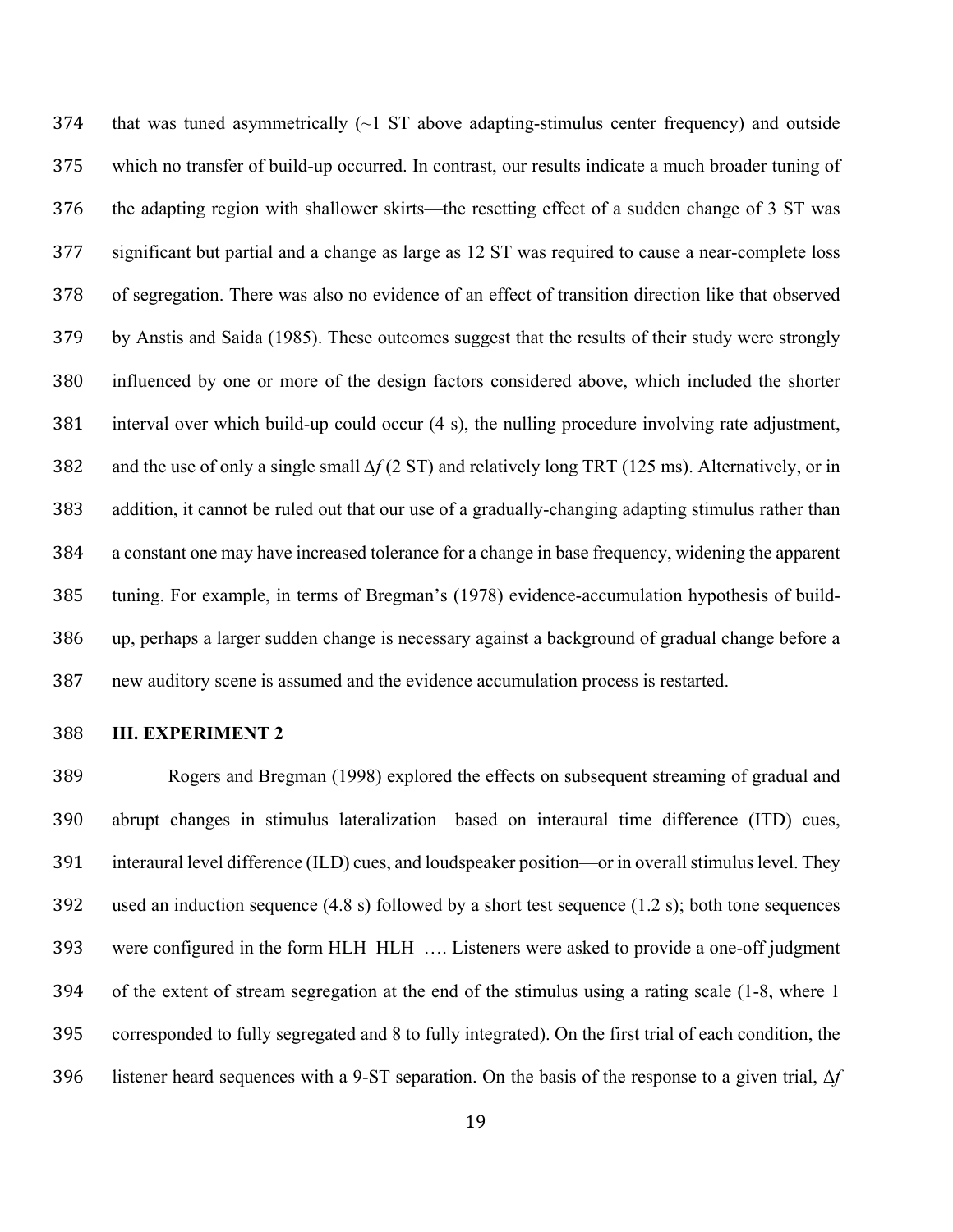that was tuned asymmetrically (~1 ST above adapting-stimulus center frequency) and outside which no transfer of build-up occurred. In contrast, our results indicate a much broader tuning of the adapting region with shallower skirts—the resetting effect of a sudden change of 3 ST was significant but partial and a change as large as 12 ST was required to cause a near-complete loss of segregation. There was also no evidence of an effect of transition direction like that observed by Anstis and Saida (1985). These outcomes suggest that the results of their study were strongly influenced by one or more of the design factors considered above, which included the shorter interval over which build-up could occur (4 s), the nulling procedure involving rate adjustment, and the use of only a single small $\Delta f$ (2 ST) and relatively long TRT (125 ms). Alternatively, or in addition, it cannot be ruled out that our use of a gradually-changing adapting stimulus rather than a constant one may have increased tolerance for a change in base frequency, widening the apparent tuning. For example, in terms of Bregman's (1978) evidence-accumulation hypothesis of build-up, perhaps a larger sudden change is necessary against a background of gradual change before a new auditory scene is assumed and the evidence accumulation process is restarted.

## III. EXPERIMENT 2

Rogers and Bregman (1998) explored the effects on subsequent streaming of gradual and abrupt changes in stimulus lateralization—based on interaural time difference (ITD) cues, interaural level difference (ILD) cues, and loudspeaker position—or in overall stimulus level. They used an induction sequence (4.8 s) followed by a short test sequence (1.2 s); both tone sequences were configured in the form HLH–HLH–…. Listeners were asked to provide a one-off judgment of the extent of stream segregation at the end of the stimulus using a rating scale (1-8, where 1 corresponded to fully segregated and 8 to fully integrated). On the first trial of each condition, the listener heard sequences with a 9-ST separation. On the basis of the response to a given trial, $\Delta f$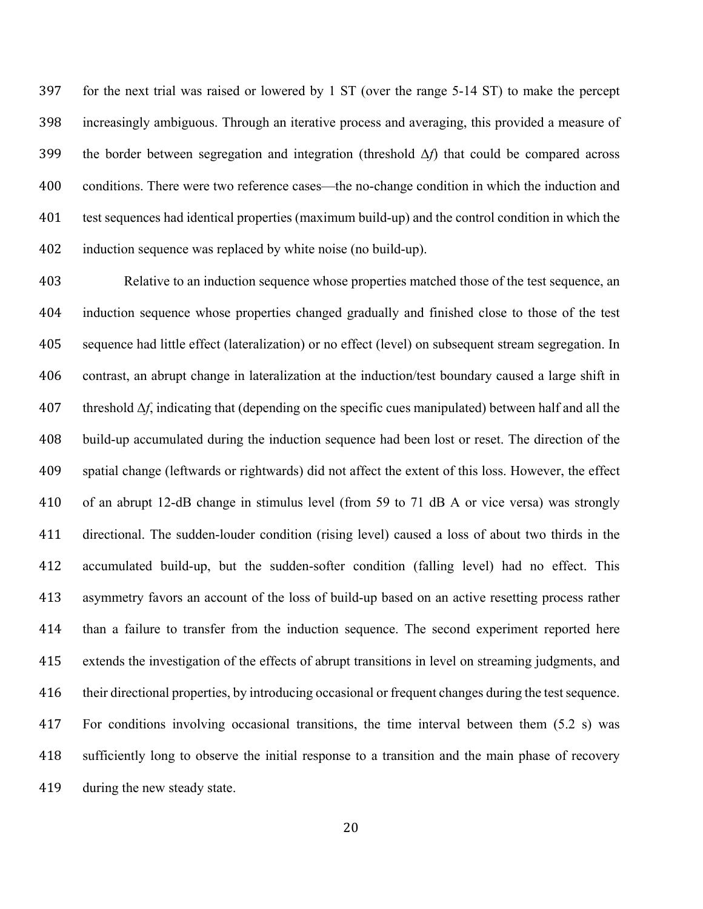for the next trial was raised or lowered by 1 ST (over the range 5-14 ST) to make the percept increasingly ambiguous. Through an iterative process and averaging, this provided a measure of the border between segregation and integration (threshold $\Delta f$) that could be compared across conditions. There were two reference cases—the no-change condition in which the induction and test sequences had identical properties (maximum build-up) and the control condition in which the induction sequence was replaced by white noise (no build-up).

Relative to an induction sequence whose properties matched those of the test sequence, an induction sequence whose properties changed gradually and finished close to those of the test sequence had little effect (lateralization) or no effect (level) on subsequent stream segregation. In contrast, an abrupt change in lateralization at the induction/test boundary caused a large shift in threshold $\Delta f$, indicating that (depending on the specific cues manipulated) between half and all the build-up accumulated during the induction sequence had been lost or reset. The direction of the spatial change (leftwards or rightwards) did not affect the extent of this loss. However, the effect of an abrupt 12-dB change in stimulus level (from 59 to 71 dB A or vice versa) was strongly directional. The sudden-louder condition (rising level) caused a loss of about two thirds in the accumulated build-up, but the sudden-softer condition (falling level) had no effect. This asymmetry favors an account of the loss of build-up based on an active resetting process rather than a failure to transfer from the induction sequence. The second experiment reported here extends the investigation of the effects of abrupt transitions in level on streaming judgments, and their directional properties, by introducing occasional or frequent changes during the test sequence. For conditions involving occasional transitions, the time interval between them (5.2 s) was sufficiently long to observe the initial response to a transition and the main phase of recovery during the new steady state.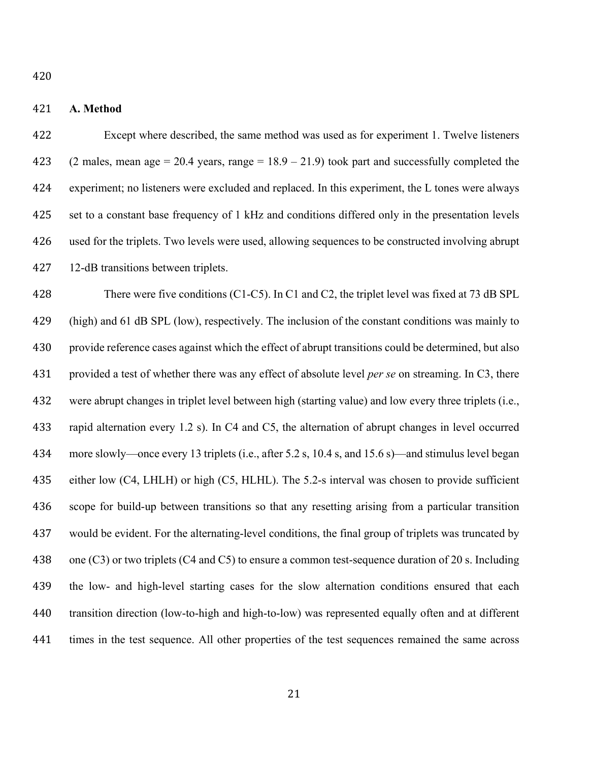### A. Method

Except where described, the same method was used as for experiment 1. Twelve listeners (2 males, mean age = 20.4 years, range = 18.9 – 21.9) took part and successfully completed the experiment; no listeners were excluded and replaced. In this experiment, the L tones were always set to a constant base frequency of 1 kHz and conditions differed only in the presentation levels used for the triplets. Two levels were used, allowing sequences to be constructed involving abrupt 12-dB transitions between triplets.

There were five conditions (C1-C5). In C1 and C2, the triplet level was fixed at 73 dB SPL (high) and 61 dB SPL (low), respectively. The inclusion of the constant conditions was mainly to provide reference cases against which the effect of abrupt transitions could be determined, but also provided a test of whether there was any effect of absolute level *per se* on streaming. In C3, there were abrupt changes in triplet level between high (starting value) and low every three triplets (i.e., rapid alternation every 1.2 s). In C4 and C5, the alternation of abrupt changes in level occurred more slowly—once every 13 triplets (i.e., after 5.2 s, 10.4 s, and 15.6 s)—and stimulus level began either low (C4, LHLH) or high (C5, HLHL). The 5.2-s interval was chosen to provide sufficient scope for build-up between transitions so that any resetting arising from a particular transition would be evident. For the alternating-level conditions, the final group of triplets was truncated by one (C3) or two triplets (C4 and C5) to ensure a common test-sequence duration of 20 s. Including the low- and high-level starting cases for the slow alternation conditions ensured that each transition direction (low-to-high and high-to-low) was represented equally often and at different times in the test sequence. All other properties of the test sequences remained the same across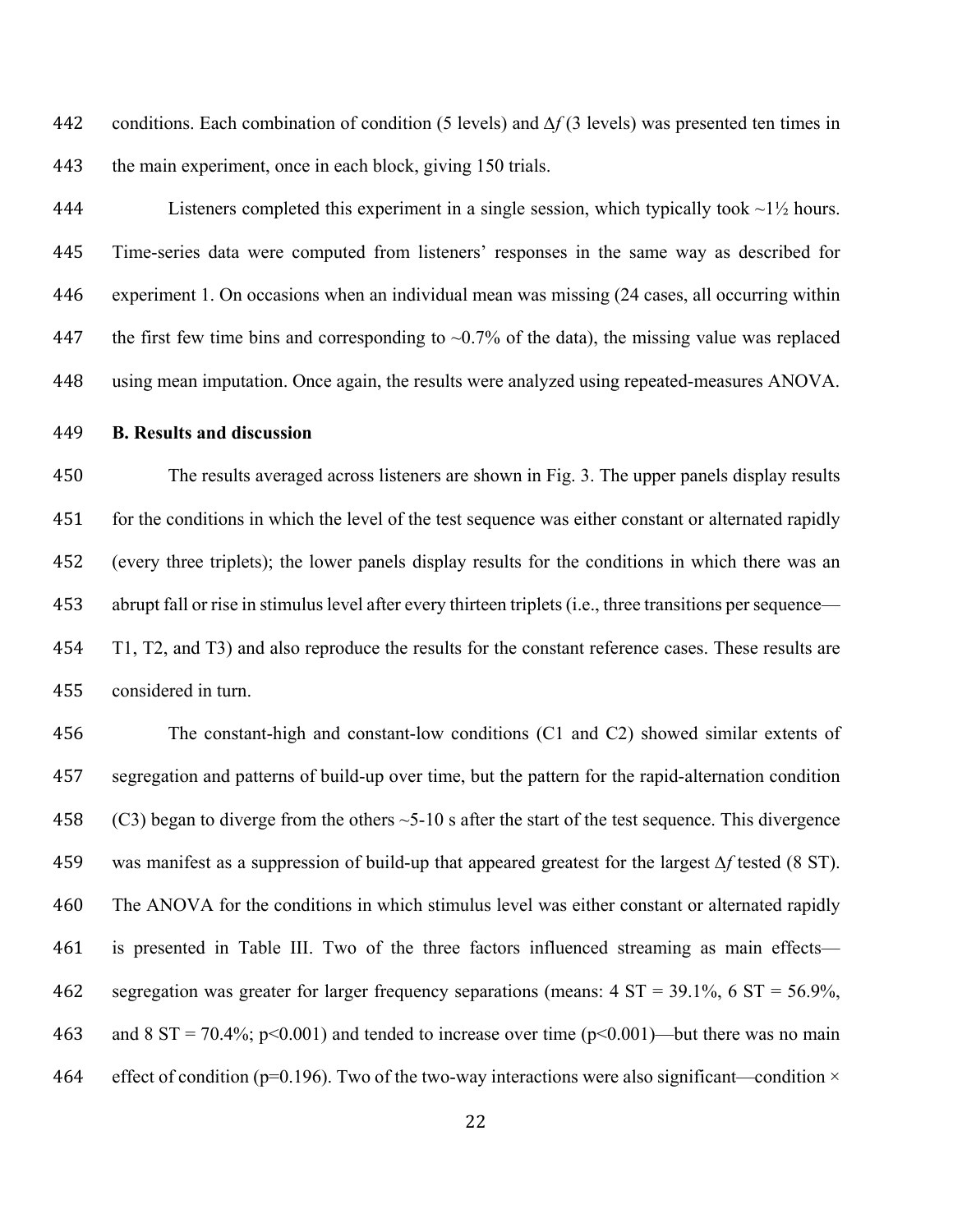conditions. Each combination of condition (5 levels) and $\Delta f$ (3 levels) was presented ten times in the main experiment, once in each block, giving 150 trials.

Listeners completed this experiment in a single session, which typically took ~1½ hours. Time-series data were computed from listeners' responses in the same way as described for experiment 1. On occasions when an individual mean was missing (24 cases, all occurring within the first few time bins and corresponding to ~0.7% of the data), the missing value was replaced using mean imputation. Once again, the results were analyzed using repeated-measures ANOVA.

**B. Results and discussion**

The results averaged across listeners are shown in Fig. 3. The upper panels display results for the conditions in which the level of the test sequence was either constant or alternated rapidly (every three triplets); the lower panels display results for the conditions in which there was an abrupt fall or rise in stimulus level after every thirteen triplets (i.e., three transitions per sequence—T1, T2, and T3) and also reproduce the results for the constant reference cases. These results are considered in turn.

The constant-high and constant-low conditions (C1 and C2) showed similar extents of segregation and patterns of build-up over time, but the pattern for the rapid-alternation condition (C3) began to diverge from the others ~5-10 s after the start of the test sequence. This divergence was manifest as a suppression of build-up that appeared greatest for the largest $\Delta f$ tested (8 ST). The ANOVA for the conditions in which stimulus level was either constant or alternated rapidly is presented in Table III. Two of the three factors influenced streaming as main effects—segregation was greater for larger frequency separations (means: 4 ST = 39.1%, 6 ST = 56.9%, and 8 ST = 70.4%; $p<0.001$) and tended to increase over time ($p<0.001$)—but there was no main effect of condition ($p=0.196$). Two of the two-way interactions were also significant—condition ×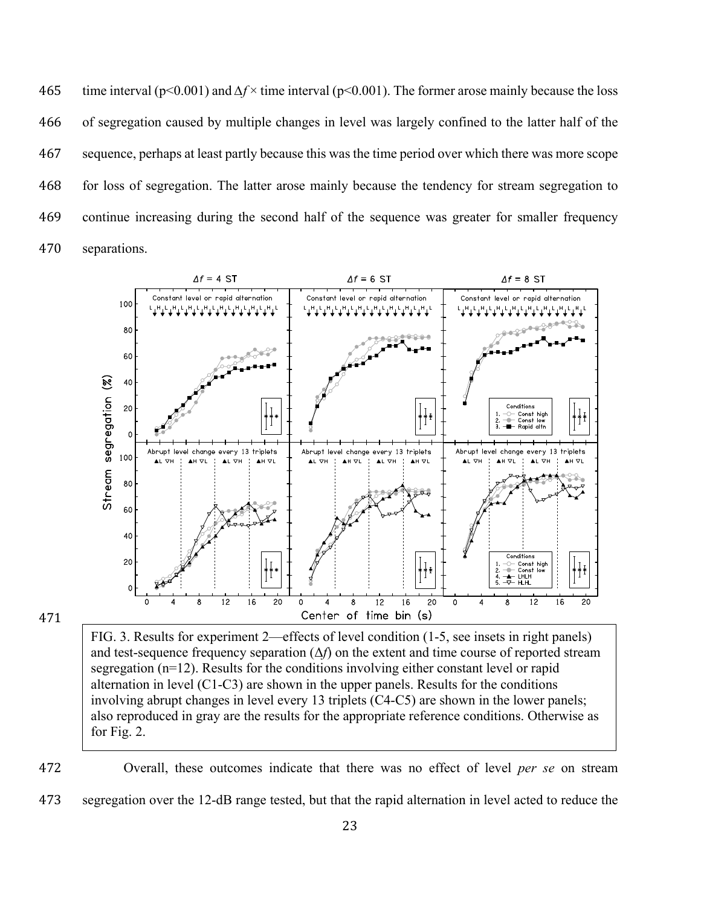time interval ($p<0.001$) and $\Delta f \times$ time interval ($p<0.001$). The former arose mainly because the loss of segregation caused by multiple changes in level was largely confined to the latter half of the sequence, perhaps at least partly because this was the time period over which there was more scope for loss of segregation. The latter arose mainly because the tendency for stream segregation to continue increasing during the second half of the sequence was greater for smaller frequency separations.

FIG. 3. Results for experiment 2—effects of level condition (1-5, see insets in right panels) and test-sequence frequency separation ($\Delta f$) on the extent and time course of reported stream segregation (n=12). Results for the conditions involving either constant level or rapid alternation in level (C1-C3) are shown in the upper panels. Results for the conditions involving abrupt changes in level every 13 triplets (C4-C5) are shown in the lower panels; also reproduced in gray are the results for the appropriate reference conditions. Otherwise as for Fig. 2.

Overall, these outcomes indicate that there was no effect of level *per se* on stream segregation over the 12-dB range tested, but that the rapid alternation in level acted to reduce the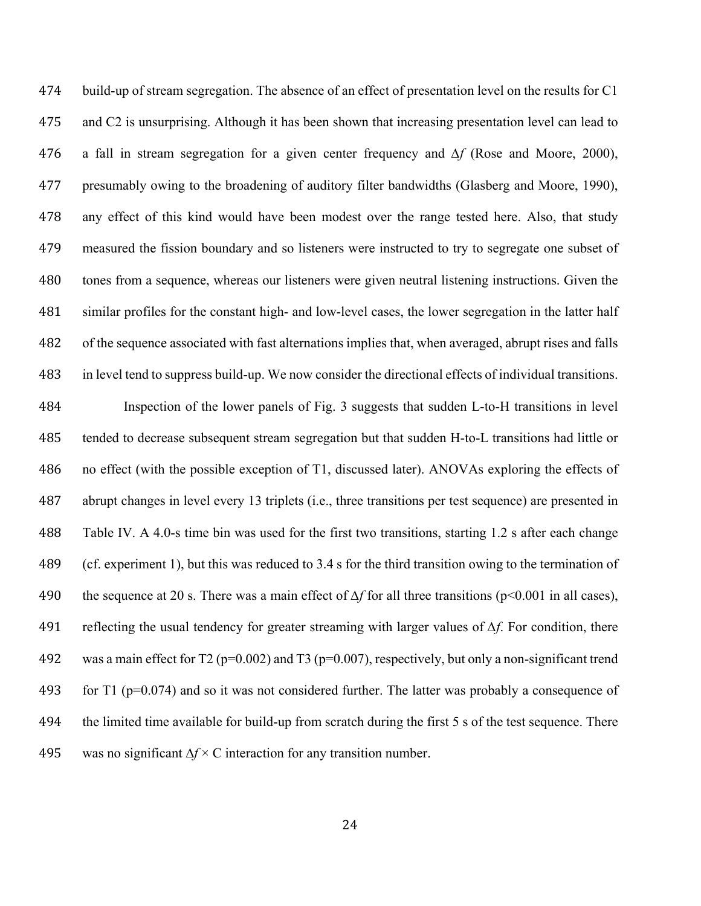build-up of stream segregation. The absence of an effect of presentation level on the results for C1 and C2 is unsurprising. Although it has been shown that increasing presentation level can lead to a fall in stream segregation for a given center frequency and $\Delta f$ (Rose and Moore, 2000), presumably owing to the broadening of auditory filter bandwidths (Glasberg and Moore, 1990), any effect of this kind would have been modest over the range tested here. Also, that study measured the fission boundary and so listeners were instructed to try to segregate one subset of tones from a sequence, whereas our listeners were given neutral listening instructions. Given the similar profiles for the constant high- and low-level cases, the lower segregation in the latter half of the sequence associated with fast alternations implies that, when averaged, abrupt rises and falls in level tend to suppress build-up. We now consider the directional effects of individual transitions.

Inspection of the lower panels of Fig. 3 suggests that sudden L-to-H transitions in level tended to decrease subsequent stream segregation but that sudden H-to-L transitions had little or no effect (with the possible exception of T1, discussed later). ANOVAs exploring the effects of abrupt changes in level every 13 triplets (i.e., three transitions per test sequence) are presented in Table IV. A 4.0-s time bin was used for the first two transitions, starting 1.2 s after each change (cf. experiment 1), but this was reduced to 3.4 s for the third transition owing to the termination of the sequence at 20 s. There was a main effect of $\Delta f$ for all three transitions ($p<0.001$ in all cases), reflecting the usual tendency for greater streaming with larger values of $\Delta f$. For condition, there was a main effect for T2 ($p=0.002$) and T3 ($p=0.007$), respectively, but only a non-significant trend for T1 ($p=0.074$) and so it was not considered further. The latter was probably a consequence of the limited time available for build-up from scratch during the first 5 s of the test sequence. There was no significant $\Delta f \times$ C interaction for any transition number.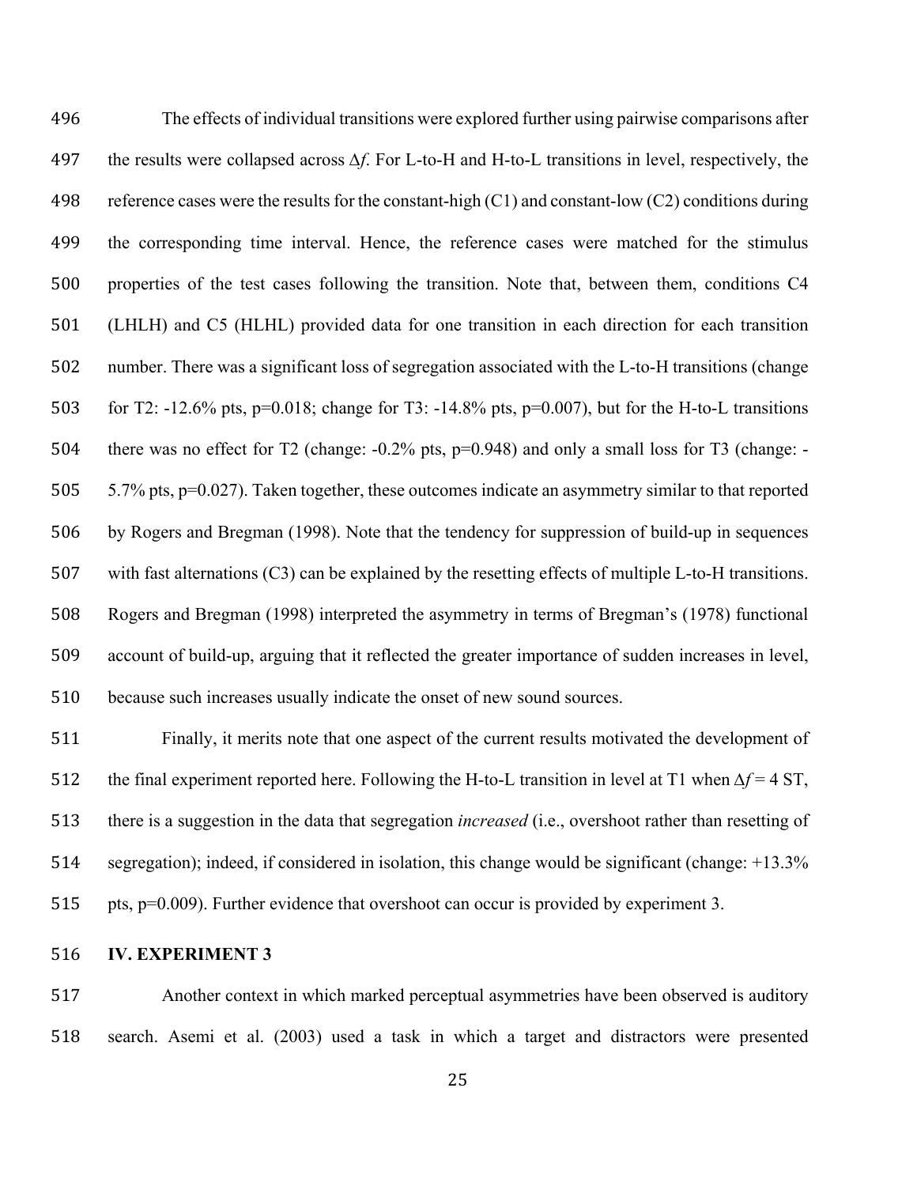The effects of individual transitions were explored further using pairwise comparisons after the results were collapsed across $\Delta f$. For L-to-H and H-to-L transitions in level, respectively, the reference cases were the results for the constant-high (C1) and constant-low (C2) conditions during the corresponding time interval. Hence, the reference cases were matched for the stimulus properties of the test cases following the transition. Note that, between them, conditions C4 (LHLH) and C5 (HLHL) provided data for one transition in each direction for each transition number. There was a significant loss of segregation associated with the L-to-H transitions (change for T2: -12.6% pts, $p=0.018$; change for T3: -14.8% pts, $p=0.007$), but for the H-to-L transitions there was no effect for T2 (change: -0.2% pts, $p=0.948$) and only a small loss for T3 (change: -5.7% pts, $p=0.027$). Taken together, these outcomes indicate an asymmetry similar to that reported by Rogers and Bregman (1998). Note that the tendency for suppression of build-up in sequences with fast alternations (C3) can be explained by the resetting effects of multiple L-to-H transitions. Rogers and Bregman (1998) interpreted the asymmetry in terms of Bregman's (1978) functional account of build-up, arguing that it reflected the greater importance of sudden increases in level, because such increases usually indicate the onset of new sound sources.

Finally, it merits note that one aspect of the current results motivated the development of the final experiment reported here. Following the H-to-L transition in level at T1 when $\Delta f = 4$ ST, there is a suggestion in the data that segregation *increased* (i.e., overshoot rather than resetting of segregation); indeed, if considered in isolation, this change would be significant (change: +13.3% pts, $p=0.009$). Further evidence that overshoot can occur is provided by experiment 3.

## IV. EXPERIMENT 3

Another context in which marked perceptual asymmetries have been observed is auditory search. Asemi et al. (2003) used a task in which a target and distractors were presented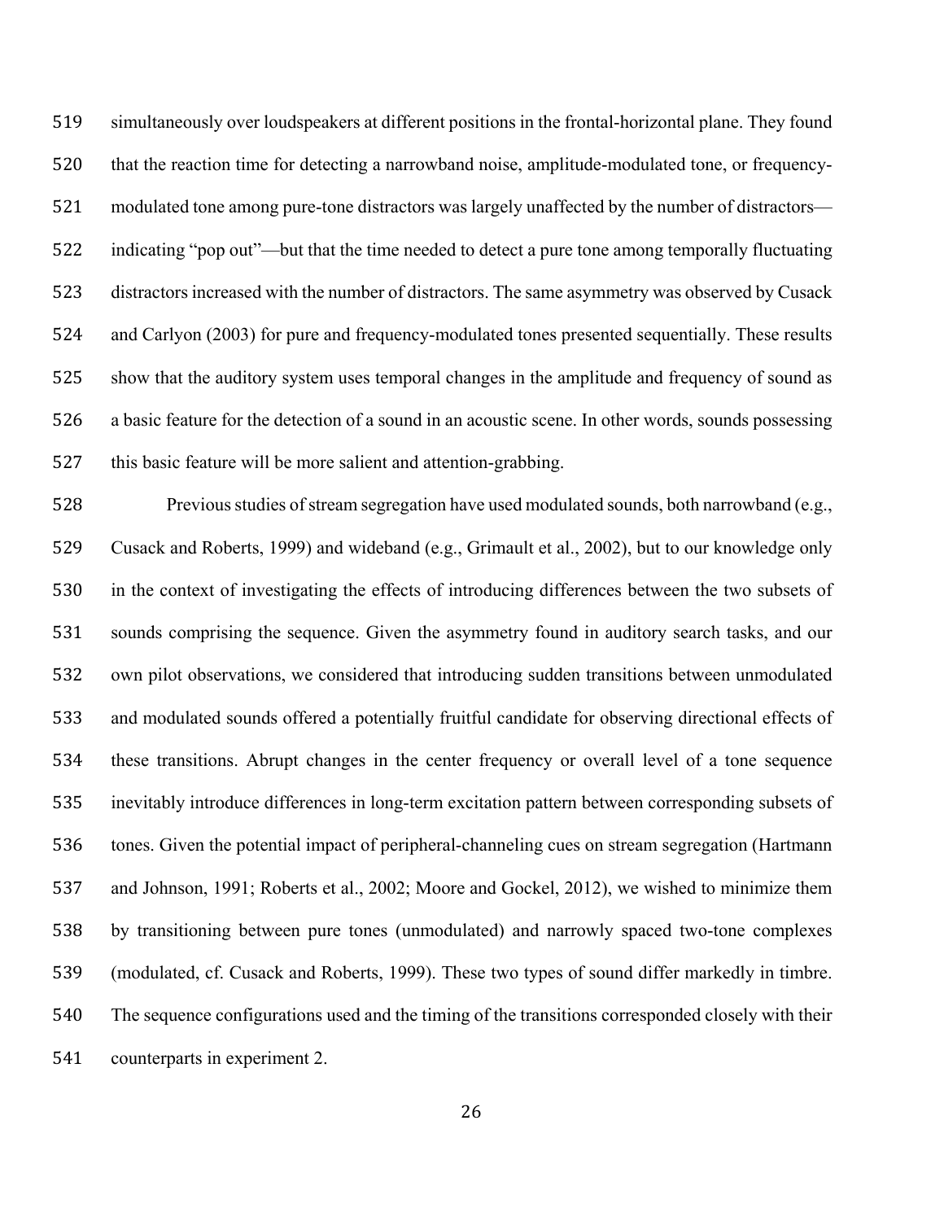simultaneously over loudspeakers at different positions in the frontal-horizontal plane. They found that the reaction time for detecting a narrowband noise, amplitude-modulated tone, or frequency-modulated tone among pure-tone distractors was largely unaffected by the number of distractors—indicating "pop out"—but that the time needed to detect a pure tone among temporally fluctuating distractors increased with the number of distractors. The same asymmetry was observed by Cusack and Carlyon (2003) for pure and frequency-modulated tones presented sequentially. These results show that the auditory system uses temporal changes in the amplitude and frequency of sound as a basic feature for the detection of a sound in an acoustic scene. In other words, sounds possessing this basic feature will be more salient and attention-grabbing.

Previous studies of stream segregation have used modulated sounds, both narrowband (e.g., Cusack and Roberts, 1999) and wideband (e.g., Grimault et al., 2002), but to our knowledge only in the context of investigating the effects of introducing differences between the two subsets of sounds comprising the sequence. Given the asymmetry found in auditory search tasks, and our own pilot observations, we considered that introducing sudden transitions between unmodulated and modulated sounds offered a potentially fruitful candidate for observing directional effects of these transitions. Abrupt changes in the center frequency or overall level of a tone sequence inevitably introduce differences in long-term excitation pattern between corresponding subsets of tones. Given the potential impact of peripheral-channeling cues on stream segregation (Hartmann and Johnson, 1991; Roberts et al., 2002; Moore and Gockel, 2012), we wished to minimize them by transitioning between pure tones (unmodulated) and narrowly spaced two-tone complexes (modulated, cf. Cusack and Roberts, 1999). These two types of sound differ markedly in timbre. The sequence configurations used and the timing of the transitions corresponded closely with their counterparts in experiment 2.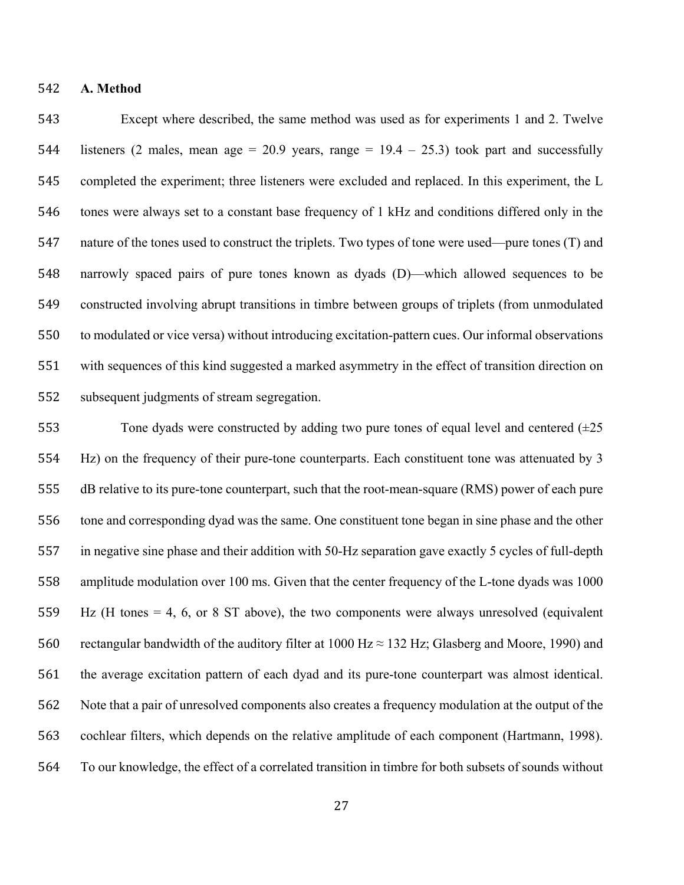**A. Method**

Except where described, the same method was used as for experiments 1 and 2. Twelve listeners (2 males, mean age = 20.9 years, range = 19.4 – 25.3) took part and successfully completed the experiment; three listeners were excluded and replaced. In this experiment, the L tones were always set to a constant base frequency of 1 kHz and conditions differed only in the nature of the tones used to construct the triplets. Two types of tone were used—pure tones (T) and narrowly spaced pairs of pure tones known as dyads (D)—which allowed sequences to be constructed involving abrupt transitions in timbre between groups of triplets (from unmodulated to modulated or vice versa) without introducing excitation-pattern cues. Our informal observations with sequences of this kind suggested a marked asymmetry in the effect of transition direction on subsequent judgments of stream segregation.

Tone dyads were constructed by adding two pure tones of equal level and centered (±25 Hz) on the frequency of their pure-tone counterparts. Each constituent tone was attenuated by 3 dB relative to its pure-tone counterpart, such that the root-mean-square (RMS) power of each pure tone and corresponding dyad was the same. One constituent tone began in sine phase and the other in negative sine phase and their addition with 50-Hz separation gave exactly 5 cycles of full-depth amplitude modulation over 100 ms. Given that the center frequency of the L-tone dyads was 1000 Hz (H tones = 4, 6, or 8 ST above), the two components were always unresolved (equivalent rectangular bandwidth of the auditory filter at 1000 Hz ≈ 132 Hz; Glasberg and Moore, 1990) and the average excitation pattern of each dyad and its pure-tone counterpart was almost identical. Note that a pair of unresolved components also creates a frequency modulation at the output of the cochlear filters, which depends on the relative amplitude of each component (Hartmann, 1998). To our knowledge, the effect of a correlated transition in timbre for both subsets of sounds without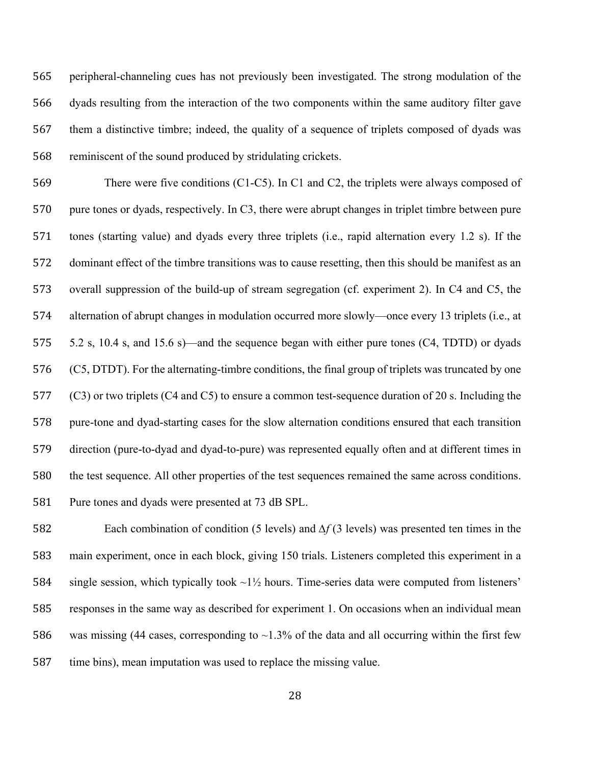peripheral-channeling cues has not previously been investigated. The strong modulation of the dyads resulting from the interaction of the two components within the same auditory filter gave them a distinctive timbre; indeed, the quality of a sequence of triplets composed of dyads was reminiscent of the sound produced by stridulating crickets.

There were five conditions (C1-C5). In C1 and C2, the triplets were always composed of pure tones or dyads, respectively. In C3, there were abrupt changes in triplet timbre between pure tones (starting value) and dyads every three triplets (i.e., rapid alternation every 1.2 s). If the dominant effect of the timbre transitions was to cause resetting, then this should be manifest as an overall suppression of the build-up of stream segregation (cf. experiment 2). In C4 and C5, the alternation of abrupt changes in modulation occurred more slowly—once every 13 triplets (i.e., at 5.2 s, 10.4 s, and 15.6 s)—and the sequence began with either pure tones (C4, TDTD) or dyads (C5, DTDT). For the alternating-timbre conditions, the final group of triplets was truncated by one (C3) or two triplets (C4 and C5) to ensure a common test-sequence duration of 20 s. Including the pure-tone and dyad-starting cases for the slow alternation conditions ensured that each transition direction (pure-to-dyad and dyad-to-pure) was represented equally often and at different times in the test sequence. All other properties of the test sequences remained the same across conditions. Pure tones and dyads were presented at 73 dB SPL.

Each combination of condition (5 levels) and $\Delta f$ (3 levels) was presented ten times in the main experiment, once in each block, giving 150 trials. Listeners completed this experiment in a single session, which typically took ~1½ hours. Time-series data were computed from listeners' responses in the same way as described for experiment 1. On occasions when an individual mean was missing (44 cases, corresponding to ~1.3% of the data and all occurring within the first few time bins), mean imputation was used to replace the missing value.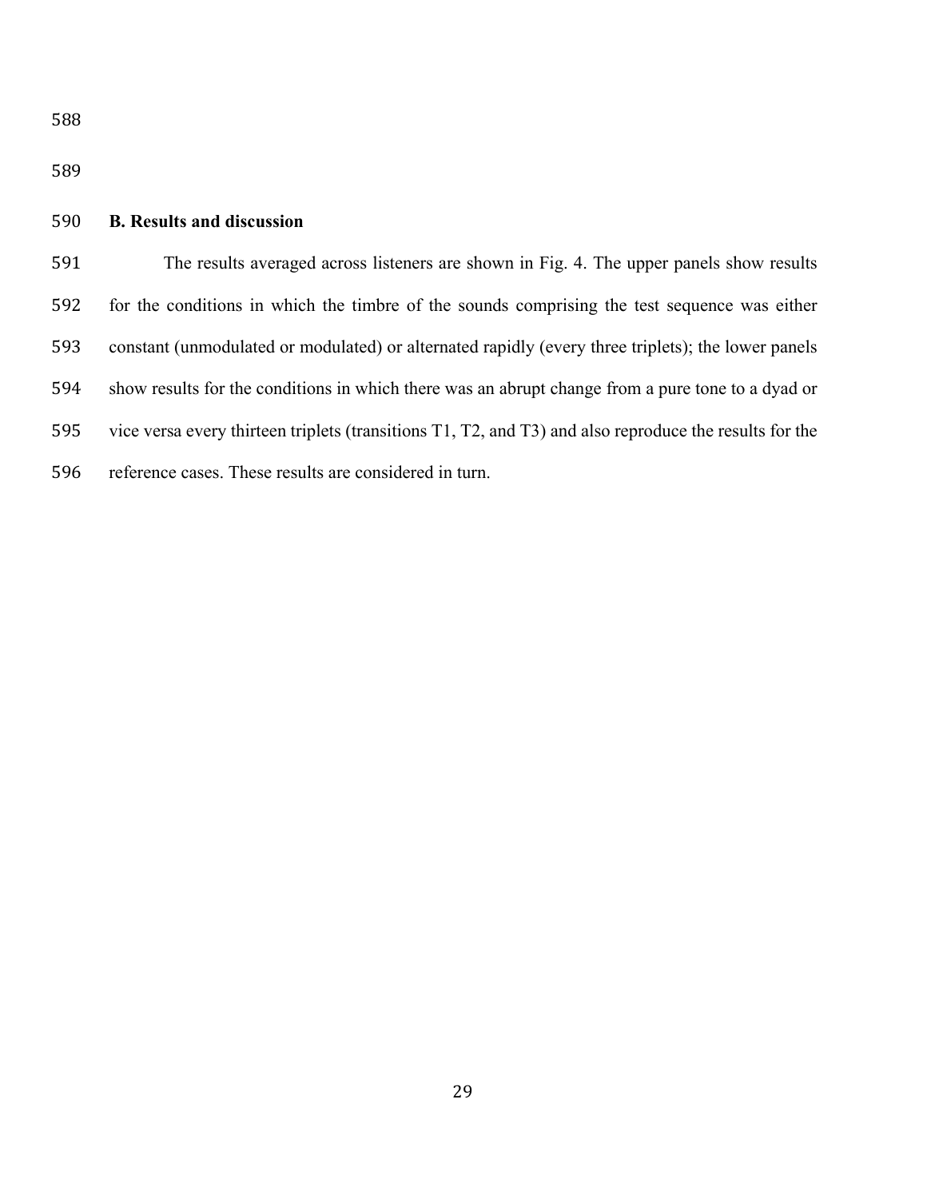### B. Results and discussion

The results averaged across listeners are shown in Fig. 4. The upper panels show results for the conditions in which the timbre of the sounds comprising the test sequence was either constant (unmodulated or modulated) or alternated rapidly (every three triplets); the lower panels show results for the conditions in which there was an abrupt change from a pure tone to a dyad or vice versa every thirteen triplets (transitions T1, T2, and T3) and also reproduce the results for the reference cases. These results are considered in turn.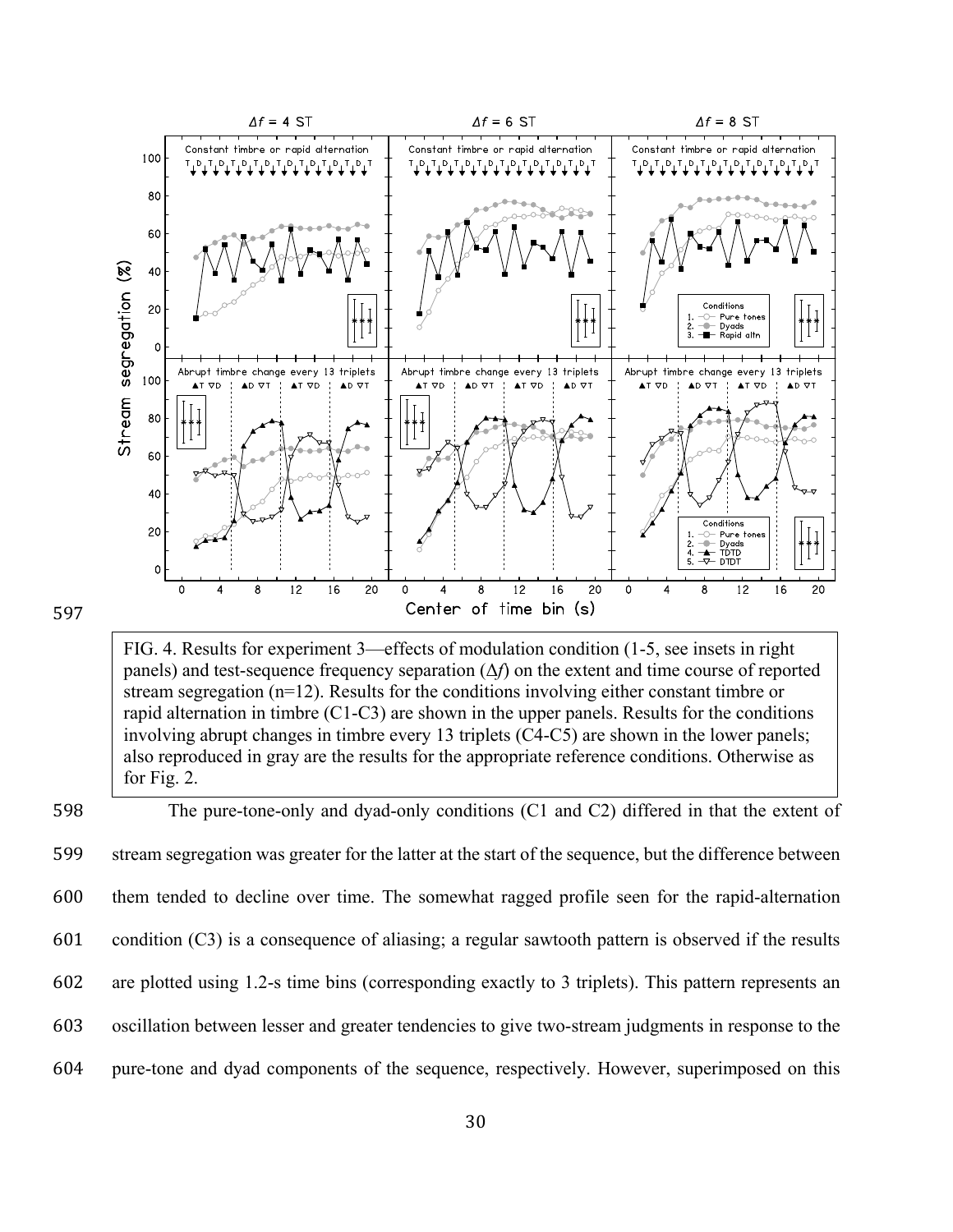FIG. 4. Results for experiment 3—effects of modulation condition (1-5, see insets in right panels) and test-sequence frequency separation ($\Delta f$) on the extent and time course of reported stream segregation (n=12). Results for the conditions involving either constant timbre or rapid alternation in timbre (C1-C3) are shown in the upper panels. Results for the conditions involving abrupt changes in timbre every 13 triplets (C4-C5) are shown in the lower panels; also reproduced in gray are the results for the appropriate reference conditions. Otherwise as for Fig. 2.

The pure-tone-only and dyad-only conditions (C1 and C2) differed in that the extent of stream segregation was greater for the latter at the start of the sequence, but the difference between them tended to decline over time. The somewhat ragged profile seen for the rapid-alternation condition (C3) is a consequence of aliasing; a regular sawtooth pattern is observed if the results are plotted using 1.2-s time bins (corresponding exactly to 3 triplets). This pattern represents an oscillation between lesser and greater tendencies to give two-stream judgments in response to the pure-tone and dyad components of the sequence, respectively. However, superimposed on this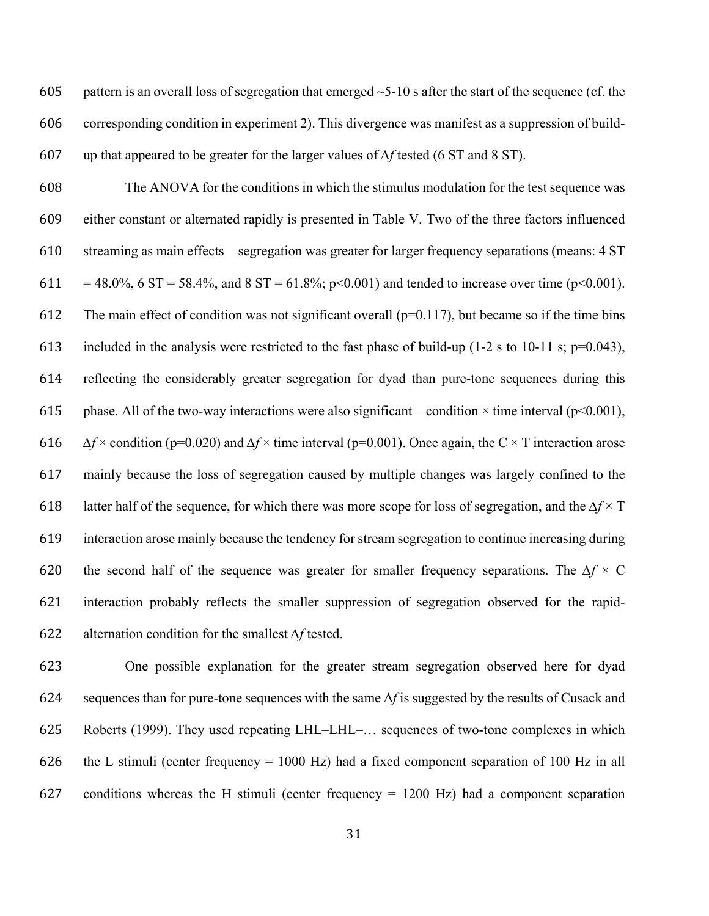pattern is an overall loss of segregation that emerged ~5-10 s after the start of the sequence (cf. the corresponding condition in experiment 2). This divergence was manifest as a suppression of build-up that appeared to be greater for the larger values of $\Delta f$ tested (6 ST and 8 ST).

The ANOVA for the conditions in which the stimulus modulation for the test sequence was either constant or alternated rapidly is presented in Table V. Two of the three factors influenced streaming as main effects—segregation was greater for larger frequency separations (means: 4 ST = 48.0%, 6 ST = 58.4%, and 8 ST = 61.8%; $p<0.001$) and tended to increase over time ($p<0.001$). The main effect of condition was not significant overall ($p=0.117$), but became so if the time bins included in the analysis were restricted to the fast phase of build-up (1-2 s to 10-11 s; $p=0.043$), reflecting the considerably greater segregation for dyad than pure-tone sequences during this phase. All of the two-way interactions were also significant—condition × time interval ($p<0.001$), $\Delta f \times$ condition ($p=0.020$) and $\Delta f \times$ time interval ($p=0.001$). Once again, the C × T interaction arose mainly because the loss of segregation caused by multiple changes was largely confined to the latter half of the sequence, for which there was more scope for loss of segregation, and the $\Delta f \times$ T interaction arose mainly because the tendency for stream segregation to continue increasing during the second half of the sequence was greater for smaller frequency separations. The $\Delta f \times$ C interaction probably reflects the smaller suppression of segregation observed for the rapid-alternation condition for the smallest $\Delta f$ tested.

One possible explanation for the greater stream segregation observed here for dyad sequences than for pure-tone sequences with the same $\Delta f$ is suggested by the results of Cusack and Roberts (1999). They used repeating LHL–LHL–… sequences of two-tone complexes in which the L stimuli (center frequency = 1000 Hz) had a fixed component separation of 100 Hz in all conditions whereas the H stimuli (center frequency = 1200 Hz) had a component separation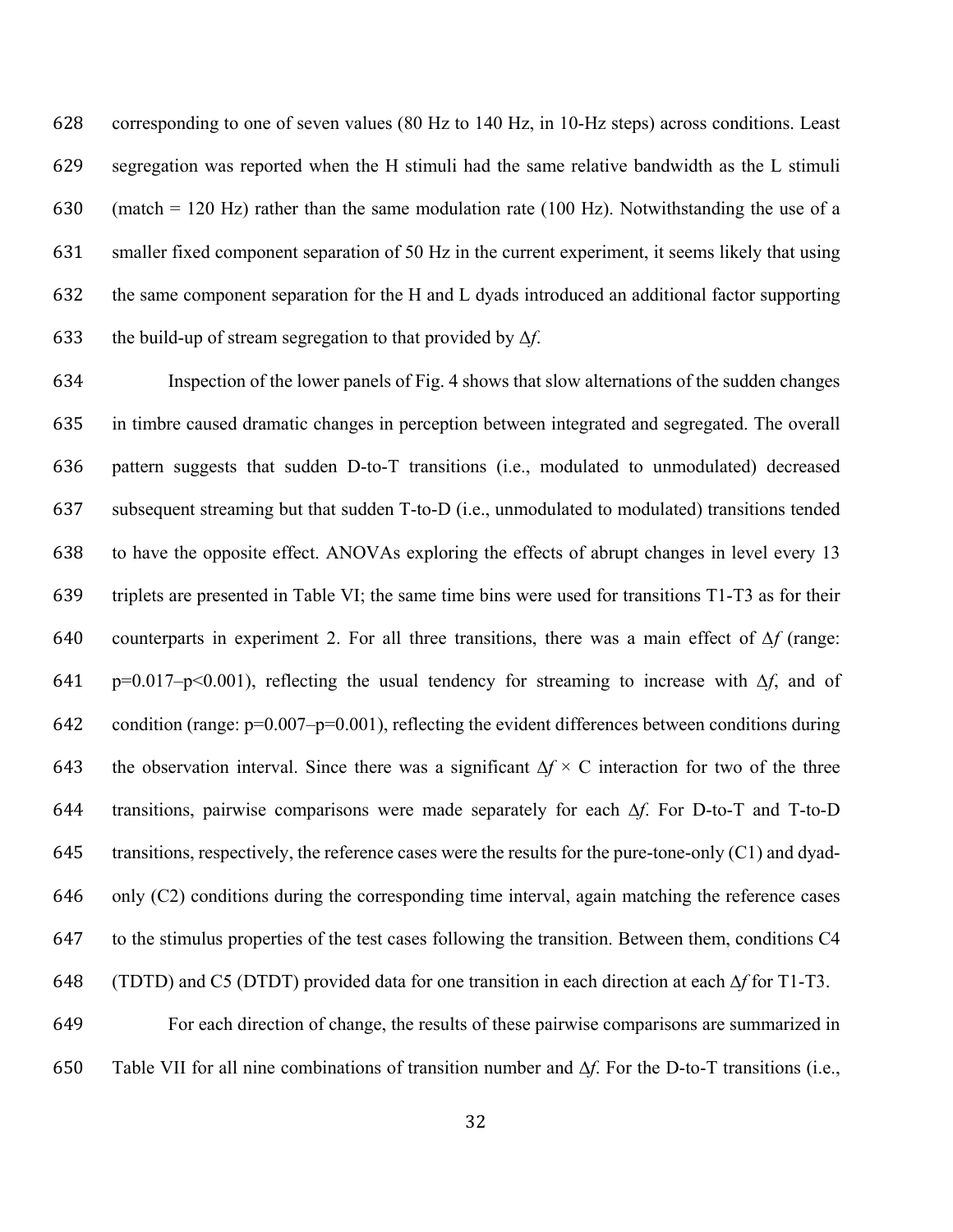corresponding to one of seven values (80 Hz to 140 Hz, in 10-Hz steps) across conditions. Least segregation was reported when the H stimuli had the same relative bandwidth as the L stimuli (match = 120 Hz) rather than the same modulation rate (100 Hz). Notwithstanding the use of a smaller fixed component separation of 50 Hz in the current experiment, it seems likely that using the same component separation for the H and L dyads introduced an additional factor supporting the build-up of stream segregation to that provided by $\Delta f$.

Inspection of the lower panels of Fig. 4 shows that slow alternations of the sudden changes in timbre caused dramatic changes in perception between integrated and segregated. The overall pattern suggests that sudden D-to-T transitions (i.e., modulated to unmodulated) decreased subsequent streaming but that sudden T-to-D (i.e., unmodulated to modulated) transitions tended to have the opposite effect. ANOVAs exploring the effects of abrupt changes in level every 13 triplets are presented in Table VI; the same time bins were used for transitions T1-T3 as for their counterparts in experiment 2. For all three transitions, there was a main effect of $\Delta f$ (range: $p=0.017$–$p<0.001$), reflecting the usual tendency for streaming to increase with $\Delta f$, and of condition (range: $p=0.007$–$p=0.001$), reflecting the evident differences between conditions during the observation interval. Since there was a significant $\Delta f \times$ C interaction for two of the three transitions, pairwise comparisons were made separately for each $\Delta f$. For D-to-T and T-to-D transitions, respectively, the reference cases were the results for the pure-tone-only (C1) and dyad-only (C2) conditions during the corresponding time interval, again matching the reference cases to the stimulus properties of the test cases following the transition. Between them, conditions C4 (TDTD) and C5 (DTDT) provided data for one transition in each direction at each $\Delta f$ for T1-T3.

For each direction of change, the results of these pairwise comparisons are summarized in Table VII for all nine combinations of transition number and $\Delta f$. For the D-to-T transitions (i.e.,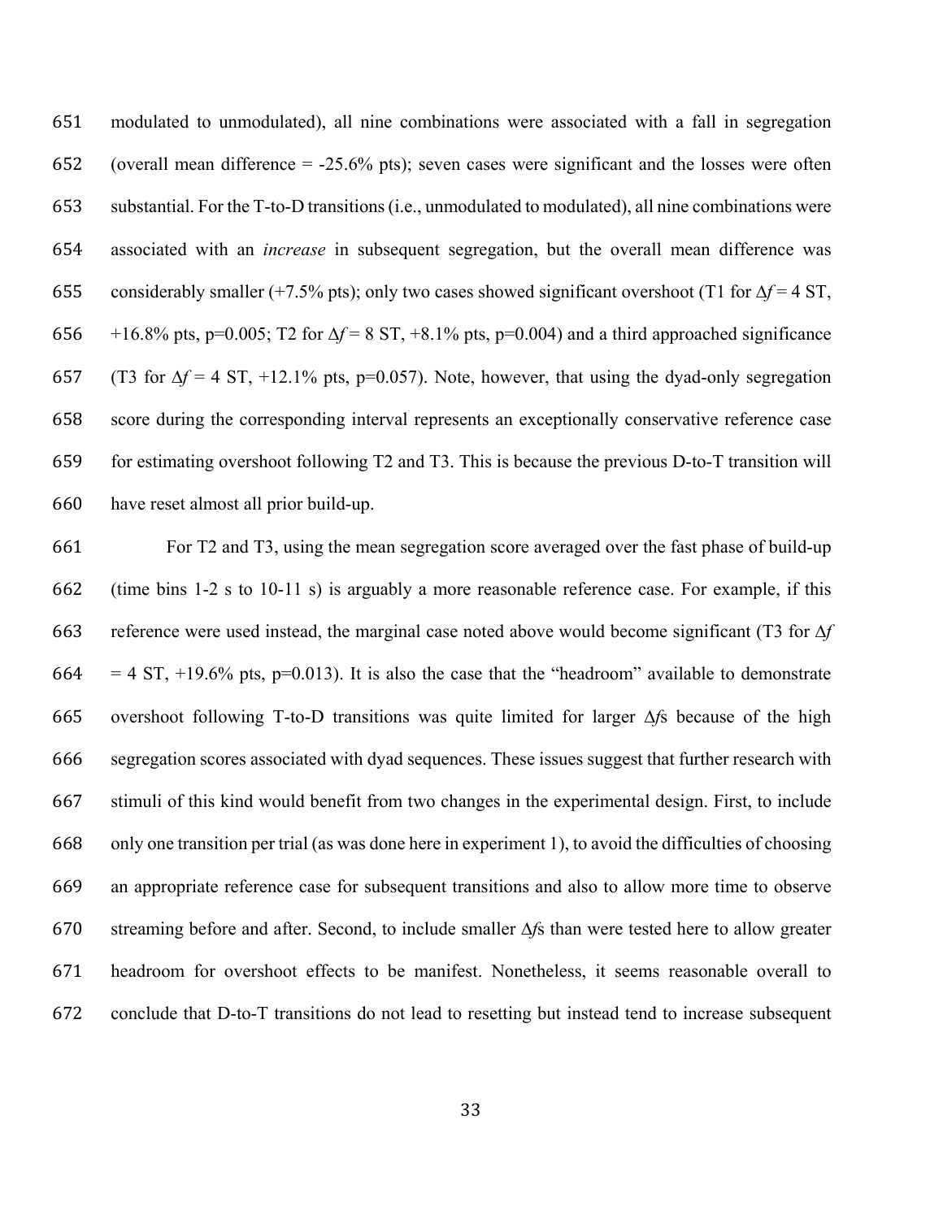modulated to unmodulated), all nine combinations were associated with a fall in segregation (overall mean difference = -25.6% pts); seven cases were significant and the losses were often substantial. For the T-to-D transitions (i.e., unmodulated to modulated), all nine combinations were associated with an *increase* in subsequent segregation, but the overall mean difference was considerably smaller (+7.5% pts); only two cases showed significant overshoot (T1 for $\Delta f$ = 4 ST, +16.8% pts, p=0.005; T2 for $\Delta f$ = 8 ST, +8.1% pts, p=0.004) and a third approached significance (T3 for $\Delta f$ = 4 ST, +12.1% pts, p=0.057). Note, however, that using the dyad-only segregation score during the corresponding interval represents an exceptionally conservative reference case for estimating overshoot following T2 and T3. This is because the previous D-to-T transition will have reset almost all prior build-up.

For T2 and T3, using the mean segregation score averaged over the fast phase of build-up (time bins 1-2 s to 10-11 s) is arguably a more reasonable reference case. For example, if this reference were used instead, the marginal case noted above would become significant (T3 for $\Delta f$ = 4 ST, +19.6% pts, p=0.013). It is also the case that the "headroom" available to demonstrate overshoot following T-to-D transitions was quite limited for larger $\Delta f$s because of the high segregation scores associated with dyad sequences. These issues suggest that further research with stimuli of this kind would benefit from two changes in the experimental design. First, to include only one transition per trial (as was done here in experiment 1), to avoid the difficulties of choosing an appropriate reference case for subsequent transitions and also to allow more time to observe streaming before and after. Second, to include smaller $\Delta f$s than were tested here to allow greater headroom for overshoot effects to be manifest. Nonetheless, it seems reasonable overall to conclude that D-to-T transitions do not lead to resetting but instead tend to increase subsequent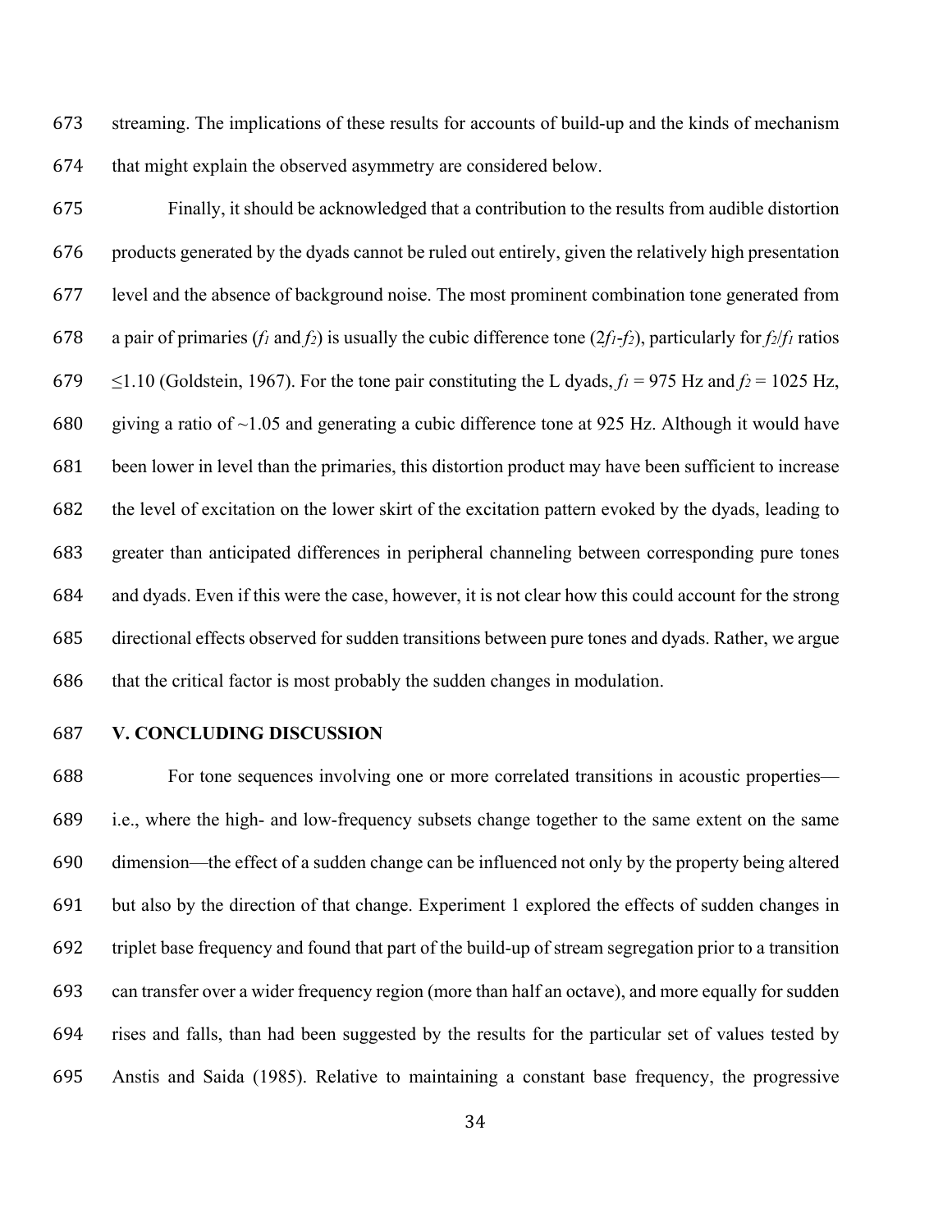streaming. The implications of these results for accounts of build-up and the kinds of mechanism that might explain the observed asymmetry are considered below.

Finally, it should be acknowledged that a contribution to the results from audible distortion products generated by the dyads cannot be ruled out entirely, given the relatively high presentation level and the absence of background noise. The most prominent combination tone generated from a pair of primaries ($f_1$ and $f_2$) is usually the cubic difference tone ($2f_1$-$f_2$), particularly for $f_2/f_1$ ratios ≤1.10 (Goldstein, 1967). For the tone pair constituting the L dyads, $f_1$ = 975 Hz and $f_2$ = 1025 Hz, giving a ratio of ~1.05 and generating a cubic difference tone at 925 Hz. Although it would have been lower in level than the primaries, this distortion product may have been sufficient to increase the level of excitation on the lower skirt of the excitation pattern evoked by the dyads, leading to greater than anticipated differences in peripheral channeling between corresponding pure tones and dyads. Even if this were the case, however, it is not clear how this could account for the strong directional effects observed for sudden transitions between pure tones and dyads. Rather, we argue that the critical factor is most probably the sudden changes in modulation.

## V. CONCLUDING DISCUSSION

For tone sequences involving one or more correlated transitions in acoustic properties—i.e., where the high- and low-frequency subsets change together to the same extent on the same dimension—the effect of a sudden change can be influenced not only by the property being altered but also by the direction of that change. Experiment 1 explored the effects of sudden changes in triplet base frequency and found that part of the build-up of stream segregation prior to a transition can transfer over a wider frequency region (more than half an octave), and more equally for sudden rises and falls, than had been suggested by the results for the particular set of values tested by Anstis and Saida (1985). Relative to maintaining a constant base frequency, the progressive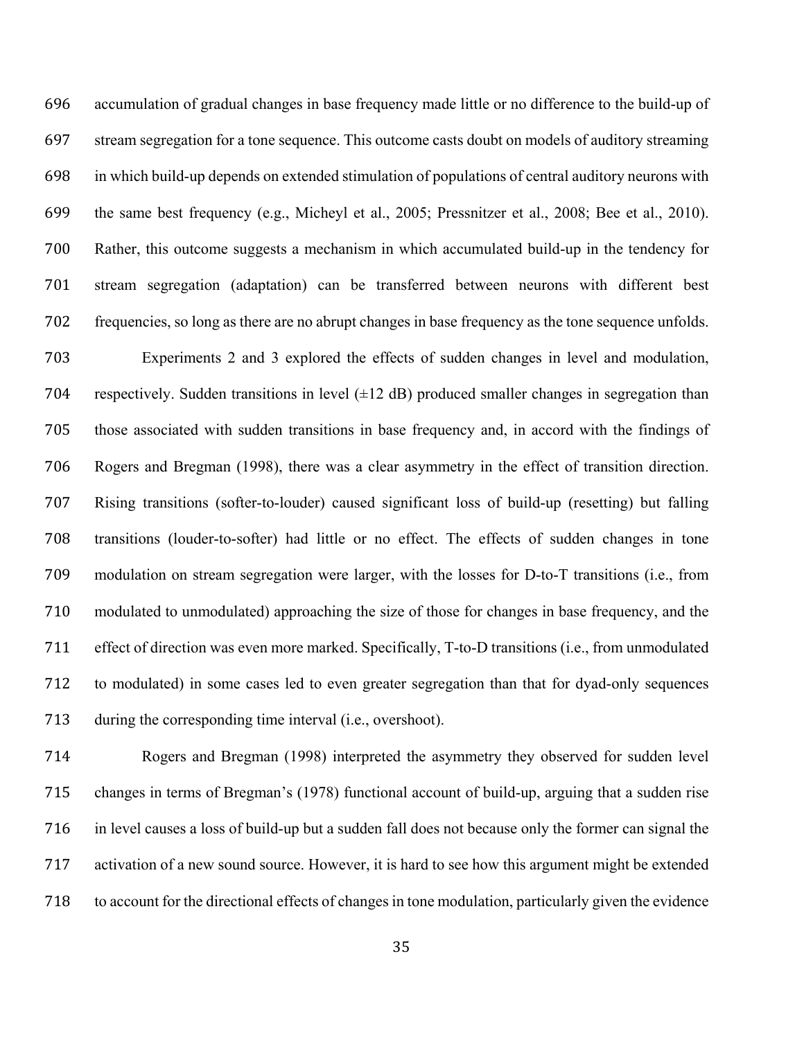accumulation of gradual changes in base frequency made little or no difference to the build-up of stream segregation for a tone sequence. This outcome casts doubt on models of auditory streaming in which build-up depends on extended stimulation of populations of central auditory neurons with the same best frequency (e.g., Micheyl et al., 2005; Pressnitzer et al., 2008; Bee et al., 2010). Rather, this outcome suggests a mechanism in which accumulated build-up in the tendency for stream segregation (adaptation) can be transferred between neurons with different best frequencies, so long as there are no abrupt changes in base frequency as the tone sequence unfolds.

Experiments 2 and 3 explored the effects of sudden changes in level and modulation, respectively. Sudden transitions in level (±12 dB) produced smaller changes in segregation than those associated with sudden transitions in base frequency and, in accord with the findings of Rogers and Bregman (1998), there was a clear asymmetry in the effect of transition direction. Rising transitions (softer-to-louder) caused significant loss of build-up (resetting) but falling transitions (louder-to-softer) had little or no effect. The effects of sudden changes in tone modulation on stream segregation were larger, with the losses for D-to-T transitions (i.e., from modulated to unmodulated) approaching the size of those for changes in base frequency, and the effect of direction was even more marked. Specifically, T-to-D transitions (i.e., from unmodulated to modulated) in some cases led to even greater segregation than that for dyad-only sequences during the corresponding time interval (i.e., overshoot).

Rogers and Bregman (1998) interpreted the asymmetry they observed for sudden level changes in terms of Bregman's (1978) functional account of build-up, arguing that a sudden rise in level causes a loss of build-up but a sudden fall does not because only the former can signal the activation of a new sound source. However, it is hard to see how this argument might be extended to account for the directional effects of changes in tone modulation, particularly given the evidence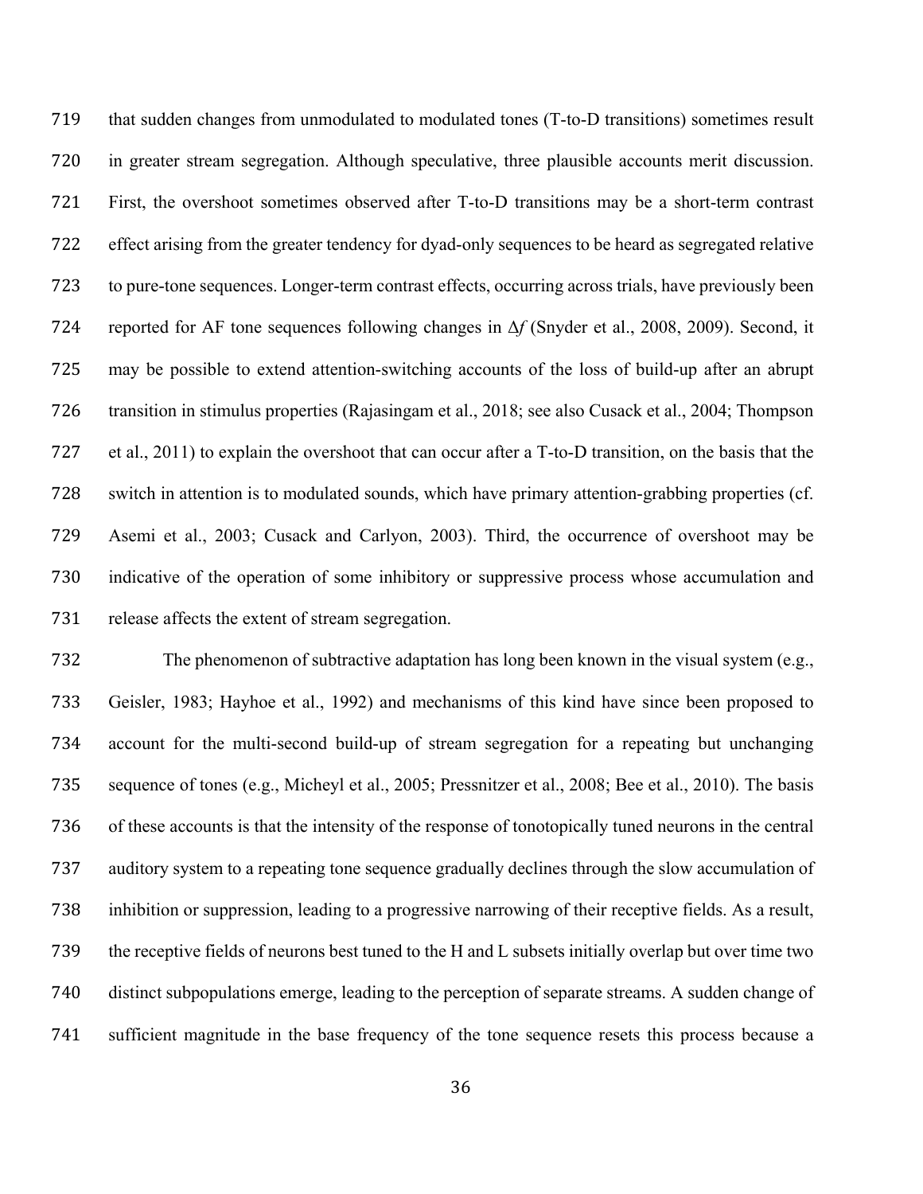that sudden changes from unmodulated to modulated tones (T-to-D transitions) sometimes result in greater stream segregation. Although speculative, three plausible accounts merit discussion. First, the overshoot sometimes observed after T-to-D transitions may be a short-term contrast effect arising from the greater tendency for dyad-only sequences to be heard as segregated relative to pure-tone sequences. Longer-term contrast effects, occurring across trials, have previously been reported for AF tone sequences following changes in $\Delta f$ (Snyder et al., 2008, 2009). Second, it may be possible to extend attention-switching accounts of the loss of build-up after an abrupt transition in stimulus properties (Rajasingam et al., 2018; see also Cusack et al., 2004; Thompson et al., 2011) to explain the overshoot that can occur after a T-to-D transition, on the basis that the switch in attention is to modulated sounds, which have primary attention-grabbing properties (cf. Asemi et al., 2003; Cusack and Carlyon, 2003). Third, the occurrence of overshoot may be indicative of the operation of some inhibitory or suppressive process whose accumulation and release affects the extent of stream segregation.

The phenomenon of subtractive adaptation has long been known in the visual system (e.g., Geisler, 1983; Hayhoe et al., 1992) and mechanisms of this kind have since been proposed to account for the multi-second build-up of stream segregation for a repeating but unchanging sequence of tones (e.g., Micheyl et al., 2005; Pressnitzer et al., 2008; Bee et al., 2010). The basis of these accounts is that the intensity of the response of tonotopically tuned neurons in the central auditory system to a repeating tone sequence gradually declines through the slow accumulation of inhibition or suppression, leading to a progressive narrowing of their receptive fields. As a result, the receptive fields of neurons best tuned to the H and L subsets initially overlap but over time two distinct subpopulations emerge, leading to the perception of separate streams. A sudden change of sufficient magnitude in the base frequency of the tone sequence resets this process because a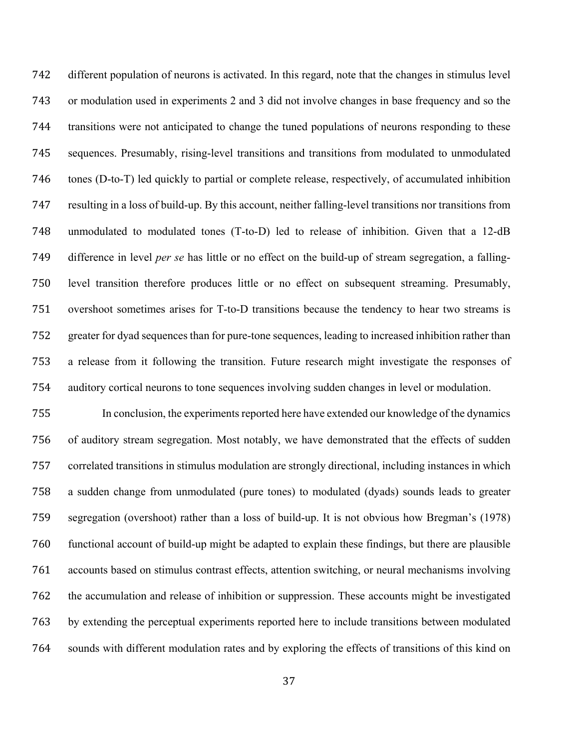different population of neurons is activated. In this regard, note that the changes in stimulus level or modulation used in experiments 2 and 3 did not involve changes in base frequency and so the transitions were not anticipated to change the tuned populations of neurons responding to these sequences. Presumably, rising-level transitions and transitions from modulated to unmodulated tones (D-to-T) led quickly to partial or complete release, respectively, of accumulated inhibition resulting in a loss of build-up. By this account, neither falling-level transitions nor transitions from unmodulated to modulated tones (T-to-D) led to release of inhibition. Given that a 12-dB difference in level *per se* has little or no effect on the build-up of stream segregation, a falling-level transition therefore produces little or no effect on subsequent streaming. Presumably, overshoot sometimes arises for T-to-D transitions because the tendency to hear two streams is greater for dyad sequences than for pure-tone sequences, leading to increased inhibition rather than a release from it following the transition. Future research might investigate the responses of auditory cortical neurons to tone sequences involving sudden changes in level or modulation.

In conclusion, the experiments reported here have extended our knowledge of the dynamics of auditory stream segregation. Most notably, we have demonstrated that the effects of sudden correlated transitions in stimulus modulation are strongly directional, including instances in which a sudden change from unmodulated (pure tones) to modulated (dyads) sounds leads to greater segregation (overshoot) rather than a loss of build-up. It is not obvious how Bregman's (1978) functional account of build-up might be adapted to explain these findings, but there are plausible accounts based on stimulus contrast effects, attention switching, or neural mechanisms involving the accumulation and release of inhibition or suppression. These accounts might be investigated by extending the perceptual experiments reported here to include transitions between modulated sounds with different modulation rates and by exploring the effects of transitions of this kind on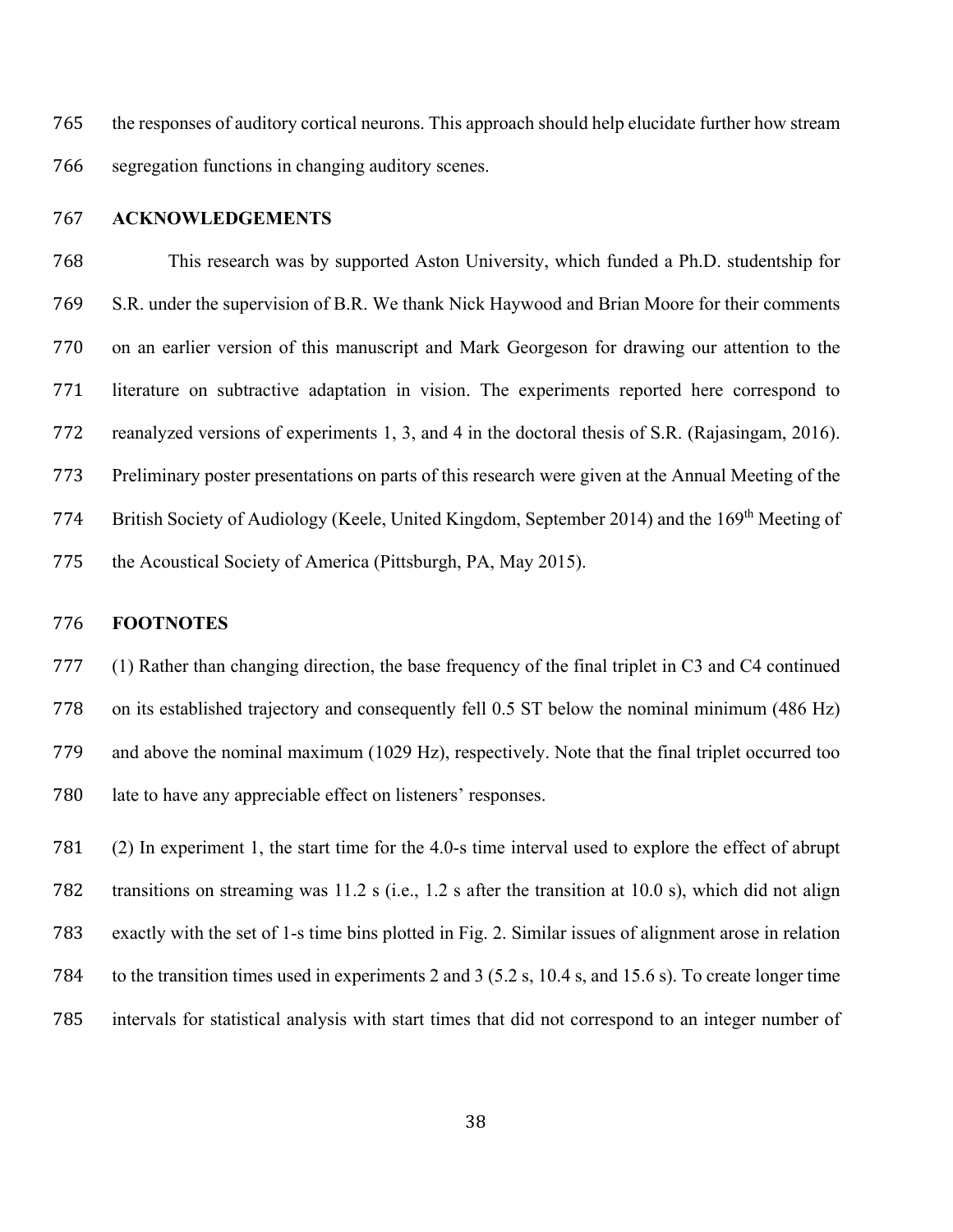the responses of auditory cortical neurons. This approach should help elucidate further how stream segregation functions in changing auditory scenes.

## ACKNOWLEDGEMENTS

This research was by supported Aston University, which funded a Ph.D. studentship for S.R. under the supervision of B.R. We thank Nick Haywood and Brian Moore for their comments on an earlier version of this manuscript and Mark Georgeson for drawing our attention to the literature on subtractive adaptation in vision. The experiments reported here correspond to reanalyzed versions of experiments 1, 3, and 4 in the doctoral thesis of S.R. (Rajasingam, 2016). Preliminary poster presentations on parts of this research were given at the Annual Meeting of the British Society of Audiology (Keele, United Kingdom, September 2014) and the 169th Meeting of the Acoustical Society of America (Pittsburgh, PA, May 2015).

## FOOTNOTES

(1) Rather than changing direction, the base frequency of the final triplet in C3 and C4 continued on its established trajectory and consequently fell 0.5 ST below the nominal minimum (486 Hz) and above the nominal maximum (1029 Hz), respectively. Note that the final triplet occurred too late to have any appreciable effect on listeners' responses.

(2) In experiment 1, the start time for the 4.0-s time interval used to explore the effect of abrupt transitions on streaming was 11.2 s (i.e., 1.2 s after the transition at 10.0 s), which did not align exactly with the set of 1-s time bins plotted in Fig. 2. Similar issues of alignment arose in relation to the transition times used in experiments 2 and 3 (5.2 s, 10.4 s, and 15.6 s). To create longer time intervals for statistical analysis with start times that did not correspond to an integer number of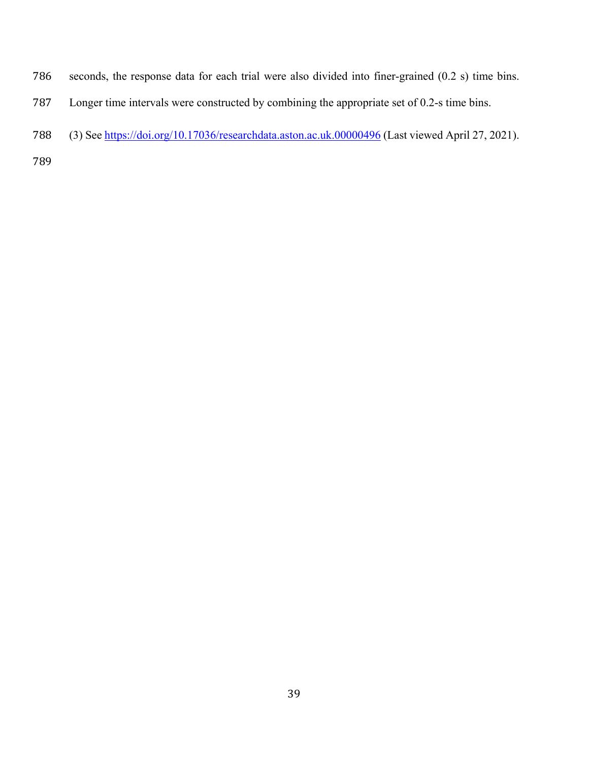seconds, the response data for each trial were also divided into finer-grained (0.2 s) time bins. Longer time intervals were constructed by combining the appropriate set of 0.2-s time bins.

(3) See https://doi.org/10.17036/researchdata.aston.ac.uk.00000496 (Last viewed April 27, 2021).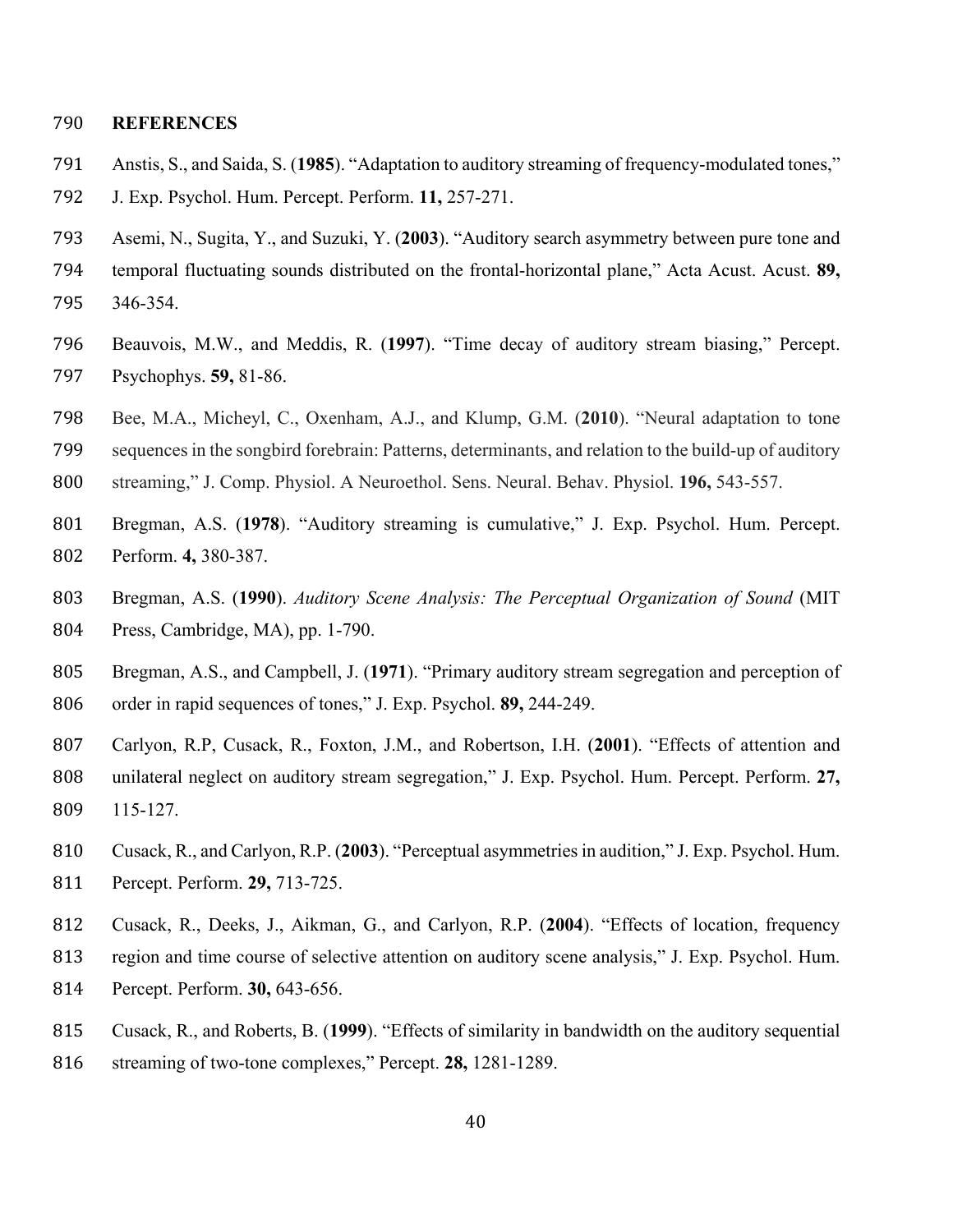## REFERENCES

Anstis, S., and Saida, S. (**1985**). "Adaptation to auditory streaming of frequency-modulated tones," J. Exp. Psychol. Hum. Percept. Perform. **11,** 257-271.

Asemi, N., Sugita, Y., and Suzuki, Y. (**2003**). "Auditory search asymmetry between pure tone and temporal fluctuating sounds distributed on the frontal-horizontal plane," Acta Acust. Acust. **89,** 346-354.

Beauvois, M.W., and Meddis, R. (**1997**). "Time decay of auditory stream biasing," Percept. Psychophys. **59,** 81-86.

Bee, M.A., Micheyl, C., Oxenham, A.J., and Klump, G.M. (**2010**). "Neural adaptation to tone sequences in the songbird forebrain: Patterns, determinants, and relation to the build-up of auditory streaming," J. Comp. Physiol. A Neuroethol. Sens. Neural. Behav. Physiol. **196,** 543-557.

Bregman, A.S. (**1978**). "Auditory streaming is cumulative," J. Exp. Psychol. Hum. Percept. Perform. **4,** 380-387.

Bregman, A.S. (**1990**). *Auditory Scene Analysis: The Perceptual Organization of Sound* (MIT Press, Cambridge, MA), pp. 1-790.

Bregman, A.S., and Campbell, J. (**1971**). "Primary auditory stream segregation and perception of order in rapid sequences of tones," J. Exp. Psychol. **89,** 244-249.

Carlyon, R.P, Cusack, R., Foxton, J.M., and Robertson, I.H. (**2001**). "Effects of attention and unilateral neglect on auditory stream segregation," J. Exp. Psychol. Hum. Percept. Perform. **27,** 115-127.

Cusack, R., and Carlyon, R.P. (**2003**). "Perceptual asymmetries in audition," J. Exp. Psychol. Hum. Percept. Perform. **29,** 713-725.

Cusack, R., Deeks, J., Aikman, G., and Carlyon, R.P. (**2004**). "Effects of location, frequency region and time course of selective attention on auditory scene analysis," J. Exp. Psychol. Hum. Percept. Perform. **30,** 643-656.

Cusack, R., and Roberts, B. (**1999**). "Effects of similarity in bandwidth on the auditory sequential streaming of two-tone complexes," Percept. **28,** 1281-1289.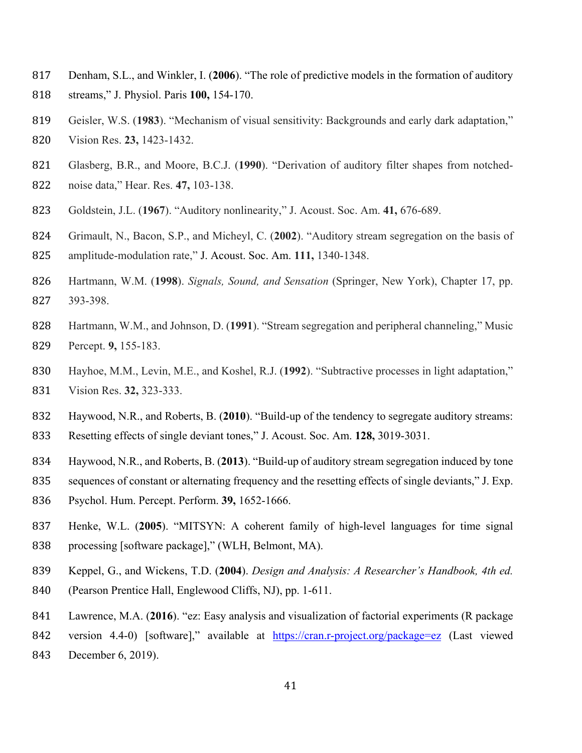817 Denham, S.L., and Winkler, I. (**2006**). "The role of predictive models in the formation of auditory
818 streams," J. Physiol. Paris **100,** 154-170.

819 Geisler, W.S. (**1983**). "Mechanism of visual sensitivity: Backgrounds and early dark adaptation,"
820 Vision Res. **23,** 1423-1432.

821 Glasberg, B.R., and Moore, B.C.J. (**1990**). "Derivation of auditory filter shapes from notched-
822 noise data," Hear. Res. **47,** 103-138.

823 Goldstein, J.L. (**1967**). "Auditory nonlinearity," J. Acoust. Soc. Am. **41,** 676-689.

824 Grimault, N., Bacon, S.P., and Micheyl, C. (**2002**). "Auditory stream segregation on the basis of
825 amplitude-modulation rate," J. Acoust. Soc. Am. **111,** 1340-1348.

826 Hartmann, W.M. (**1998**). *Signals, Sound, and Sensation* (Springer, New York), Chapter 17, pp.
827 393-398.

828 Hartmann, W.M., and Johnson, D. (**1991**). "Stream segregation and peripheral channeling," Music
829 Percept. **9,** 155-183.

830 Hayhoe, M.M., Levin, M.E., and Koshel, R.J. (**1992**). "Subtractive processes in light adaptation,"
831 Vision Res. **32,** 323-333.

832 Haywood, N.R., and Roberts, B. (**2010**). "Build-up of the tendency to segregate auditory streams:
833 Resetting effects of single deviant tones," J. Acoust. Soc. Am. **128,** 3019-3031.

834 Haywood, N.R., and Roberts, B. (**2013**). "Build-up of auditory stream segregation induced by tone
835 sequences of constant or alternating frequency and the resetting effects of single deviants," J. Exp.
836 Psychol. Hum. Percept. Perform. **39,** 1652-1666.

837 Henke, W.L. (**2005**). "MITSYN: A coherent family of high-level languages for time signal
838 processing [software package]," (WLH, Belmont, MA).

839 Keppel, G., and Wickens, T.D. (**2004**). *Design and Analysis: A Researcher's Handbook, 4th ed.*
840 (Pearson Prentice Hall, Englewood Cliffs, NJ), pp. 1-611.

841 Lawrence, M.A. (**2016**). "ez: Easy analysis and visualization of factorial experiments (R package
842 version 4.4-0) [software]," available at https://cran.r-project.org/package=ez (Last viewed
843 December 6, 2019).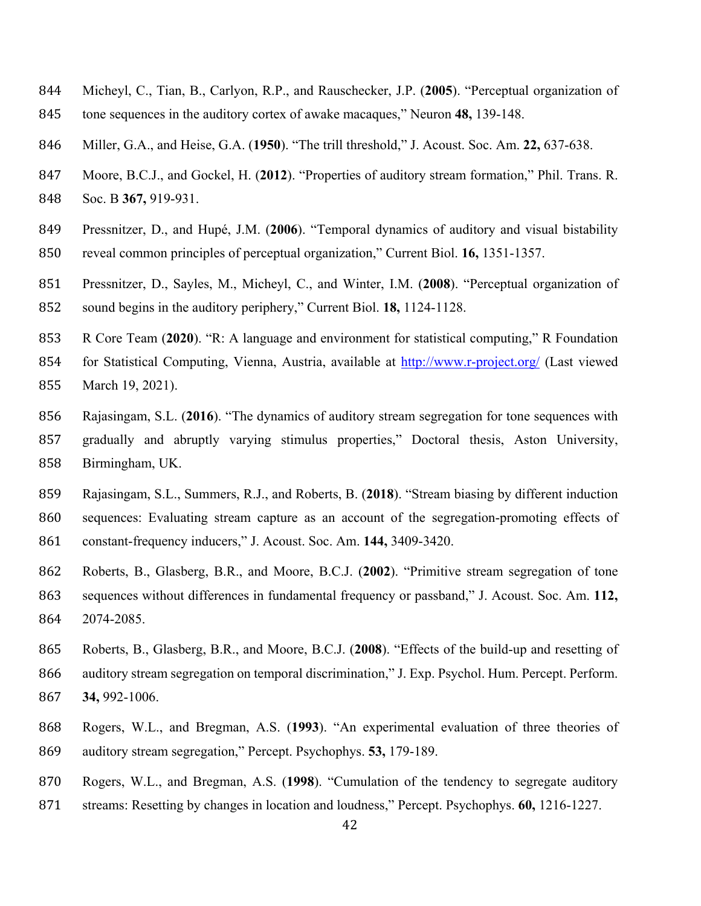Micheyl, C., Tian, B., Carlyon, R.P., and Rauschecker, J.P. (**2005**). “Perceptual organization of tone sequences in the auditory cortex of awake macaques,” Neuron **48,** 139-148.

Miller, G.A., and Heise, G.A. (**1950**). “The trill threshold,” J. Acoust. Soc. Am. **22,** 637-638.

Moore, B.C.J., and Gockel, H. (**2012**). “Properties of auditory stream formation,” Phil. Trans. R. Soc. B **367,** 919-931.

Pressnitzer, D., and Hupé, J.M. (**2006**). “Temporal dynamics of auditory and visual bistability reveal common principles of perceptual organization,” Current Biol. **16,** 1351-1357.

Pressnitzer, D., Sayles, M., Micheyl, C., and Winter, I.M. (**2008**). “Perceptual organization of sound begins in the auditory periphery,” Current Biol. **18,** 1124-1128.

R Core Team (**2020**). “R: A language and environment for statistical computing,” R Foundation for Statistical Computing, Vienna, Austria, available at http://www.r-project.org/ (Last viewed March 19, 2021).

Rajasingam, S.L. (**2016**). “The dynamics of auditory stream segregation for tone sequences with gradually and abruptly varying stimulus properties,” Doctoral thesis, Aston University, Birmingham, UK.

Rajasingam, S.L., Summers, R.J., and Roberts, B. (**2018**). “Stream biasing by different induction sequences: Evaluating stream capture as an account of the segregation-promoting effects of constant-frequency inducers,” J. Acoust. Soc. Am. **144,** 3409-3420.

Roberts, B., Glasberg, B.R., and Moore, B.C.J. (**2002**). “Primitive stream segregation of tone sequences without differences in fundamental frequency or passband,” J. Acoust. Soc. Am. **112,** 2074-2085.

Roberts, B., Glasberg, B.R., and Moore, B.C.J. (**2008**). “Effects of the build-up and resetting of auditory stream segregation on temporal discrimination,” J. Exp. Psychol. Hum. Percept. Perform. **34,** 992-1006.

Rogers, W.L., and Bregman, A.S. (**1993**). “An experimental evaluation of three theories of auditory stream segregation,” Percept. Psychophys. **53,** 179-189.

Rogers, W.L., and Bregman, A.S. (**1998**). “Cumulation of the tendency to segregate auditory streams: Resetting by changes in location and loudness,” Percept. Psychophys. **60,** 1216-1227.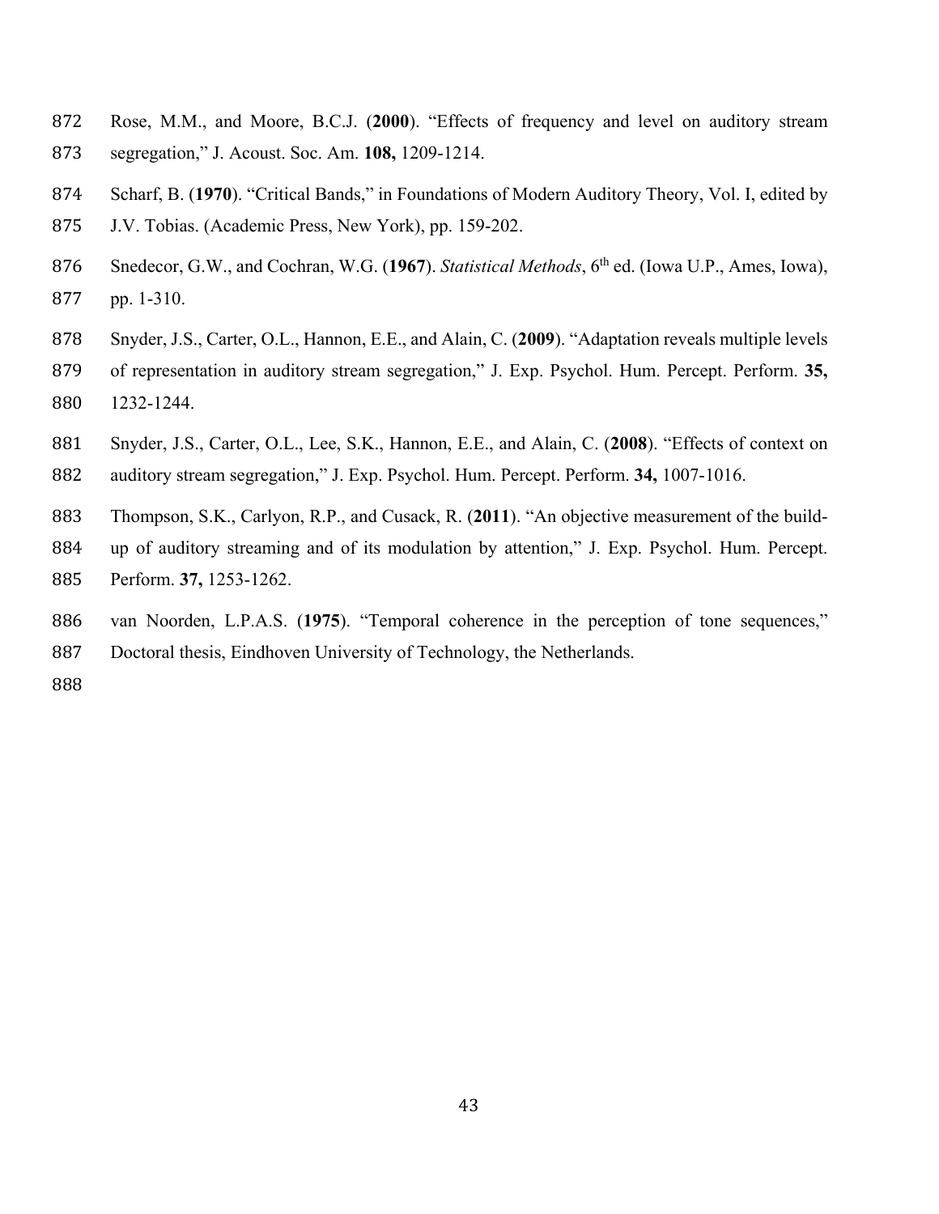Rose, M.M., and Moore, B.C.J. (**2000**). "Effects of frequency and level on auditory stream segregation," J. Acoust. Soc. Am. **108,** 1209-1214.

Scharf, B. (**1970**). "Critical Bands," in Foundations of Modern Auditory Theory, Vol. I, edited by J.V. Tobias. (Academic Press, New York), pp. 159-202.

Snedecor, G.W., and Cochran, W.G. (**1967**). *Statistical Methods*, 6th ed. (Iowa U.P., Ames, Iowa), pp. 1-310.

Snyder, J.S., Carter, O.L., Hannon, E.E., and Alain, C. (**2009**). "Adaptation reveals multiple levels of representation in auditory stream segregation," J. Exp. Psychol. Hum. Percept. Perform. **35,** 1232-1244.

Snyder, J.S., Carter, O.L., Lee, S.K., Hannon, E.E., and Alain, C. (**2008**). "Effects of context on auditory stream segregation," J. Exp. Psychol. Hum. Percept. Perform. **34,** 1007-1016.

Thompson, S.K., Carlyon, R.P., and Cusack, R. (**2011**). "An objective measurement of the build-up of auditory streaming and of its modulation by attention," J. Exp. Psychol. Hum. Percept. Perform. **37,** 1253-1262.

van Noorden, L.P.A.S. (**1975**). "Temporal coherence in the perception of tone sequences," Doctoral thesis, Eindhoven University of Technology, the Netherlands.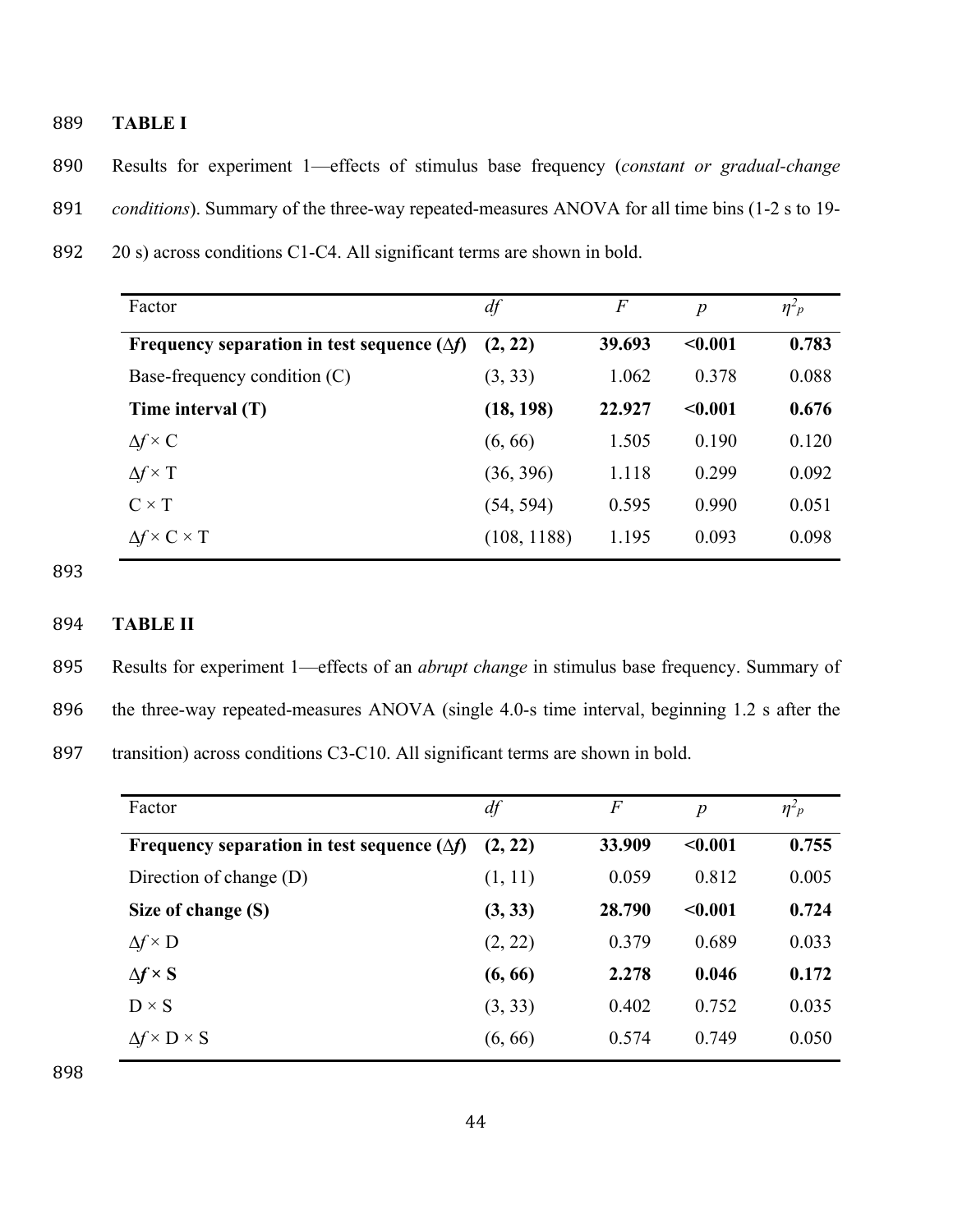**TABLE I**

Results for experiment 1—effects of stimulus base frequency (*constant or gradual-change conditions*). Summary of the three-way repeated-measures ANOVA for all time bins (1-2 s to 19-20 s) across conditions C1-C4. All significant terms are shown in bold.

| Factor | *df* | *F* | *p* | $\eta^2_p$ |
|---|---|---|---|---|
| **Frequency separation in test sequence (Δ*f*)** | **(2, 22)** | **39.693** | **<0.001** | **0.783** |
| Base-frequency condition (C) | (3, 33) | 1.062 | 0.378 | 0.088 |
| **Time interval (T)** | **(18, 198)** | **22.927** | **<0.001** | **0.676** |
| Δ*f* × C | (6, 66) | 1.505 | 0.190 | 0.120 |
| Δ*f* × T | (36, 396) | 1.118 | 0.299 | 0.092 |
| C × T | (54, 594) | 0.595 | 0.990 | 0.051 |
| Δ*f* × C × T | (108, 1188) | 1.195 | 0.093 | 0.098 |

**TABLE II**

Results for experiment 1—effects of an *abrupt change* in stimulus base frequency. Summary of the three-way repeated-measures ANOVA (single 4.0-s time interval, beginning 1.2 s after the transition) across conditions C3-C10. All significant terms are shown in bold.

| Factor | *df* | *F* | *p* | $\eta^2_p$ |
|---|---|---|---|---|
| **Frequency separation in test sequence (Δ*f*)** | **(2, 22)** | **33.909** | **<0.001** | **0.755** |
| Direction of change (D) | (1, 11) | 0.059 | 0.812 | 0.005 |
| **Size of change (S)** | **(3, 33)** | **28.790** | **<0.001** | **0.724** |
| Δ*f* × D | (2, 22) | 0.379 | 0.689 | 0.033 |
| **Δ*f* × S** | **(6, 66)** | **2.278** | **0.046** | **0.172** |
| D × S | (3, 33) | 0.402 | 0.752 | 0.035 |
| Δ*f* × D × S | (6, 66) | 0.574 | 0.749 | 0.050 |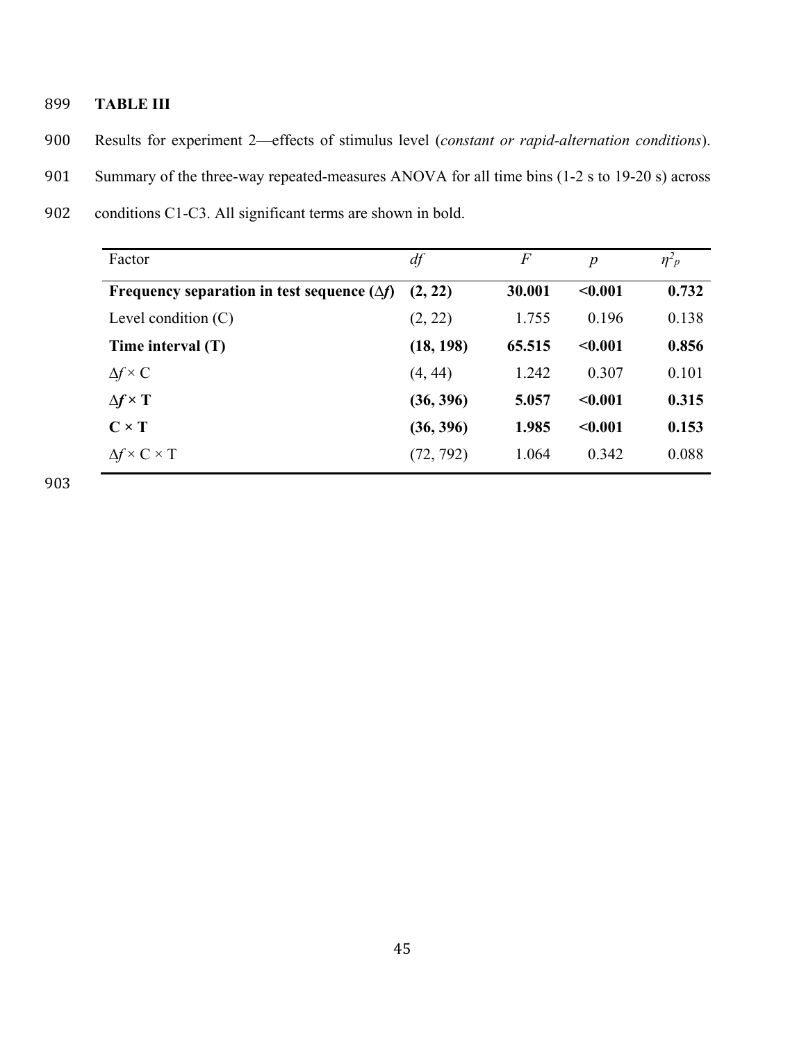**TABLE III**

Results for experiment 2—effects of stimulus level (*constant or rapid-alternation conditions*). Summary of the three-way repeated-measures ANOVA for all time bins (1-2 s to 19-20 s) across conditions C1-C3. All significant terms are shown in bold.

| Factor | *df* | *F* | *p* | $\eta^2_p$ |
|---|---|---|---|---|
| **Frequency separation in test sequence ($\Delta f$)** | **(2, 22)** | **30.001** | **<0.001** | **0.732** |
| Level condition (C) | (2, 22) | 1.755 | 0.196 | 0.138 |
| **Time interval (T)** | **(18, 198)** | **65.515** | **<0.001** | **0.856** |
| $\Delta f \times$ C | (4, 44) | 1.242 | 0.307 | 0.101 |
| **$\Delta f \times$ T** | **(36, 396)** | **5.057** | **<0.001** | **0.315** |
| **C × T** | **(36, 396)** | **1.985** | **<0.001** | **0.153** |
| $\Delta f \times$ C × T | (72, 792) | 1.064 | 0.342 | 0.088 |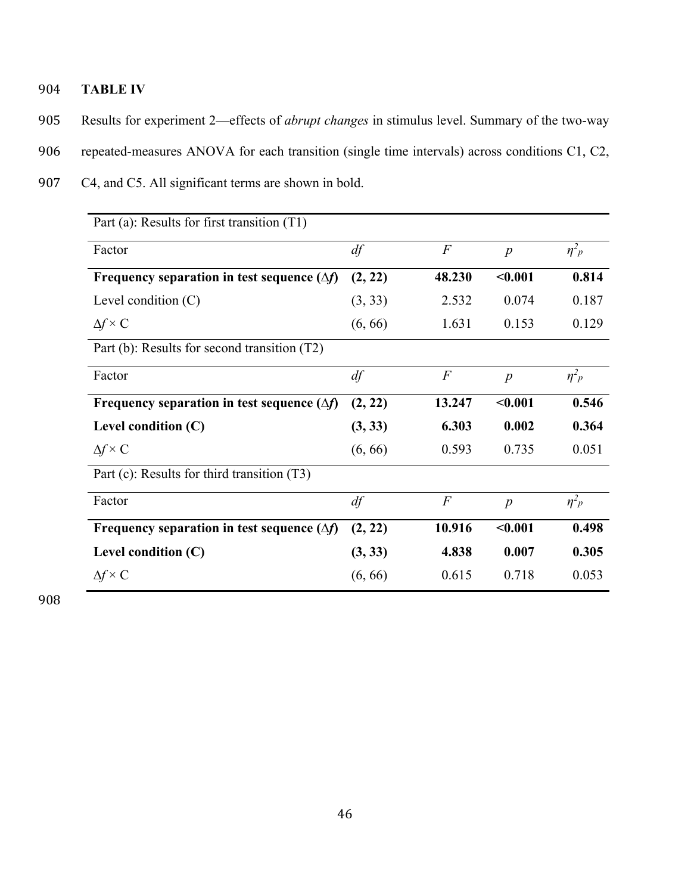**TABLE IV**

Results for experiment 2—effects of *abrupt changes* in stimulus level. Summary of the two-way repeated-measures ANOVA for each transition (single time intervals) across conditions C1, C2, C4, and C5. All significant terms are shown in bold.

| Part (a): Results for first transition (T1) | | | | |
|---|---|---|---|---|
| Factor | *df* | *F* | *p* | $\eta^2_p$ |
| **Frequency separation in test sequence ($\Delta f$)** | **(2, 22)** | **48.230** | **<0.001** | **0.814** |
| Level condition (C) | (3, 33) | 2.532 | 0.074 | 0.187 |
| $\Delta f \times$ C | (6, 66) | 1.631 | 0.153 | 0.129 |
| Part (b): Results for second transition (T2) | | | | |
| Factor | *df* | *F* | *p* | $\eta^2_p$ |
| **Frequency separation in test sequence ($\Delta f$)** | **(2, 22)** | **13.247** | **<0.001** | **0.546** |
| **Level condition (C)** | **(3, 33)** | **6.303** | **0.002** | **0.364** |
| $\Delta f \times$ C | (6, 66) | 0.593 | 0.735 | 0.051 |
| Part (c): Results for third transition (T3) | | | | |
| Factor | *df* | *F* | *p* | $\eta^2_p$ |
| **Frequency separation in test sequence ($\Delta f$)** | **(2, 22)** | **10.916** | **<0.001** | **0.498** |
| **Level condition (C)** | **(3, 33)** | **4.838** | **0.007** | **0.305** |
| $\Delta f \times$ C | (6, 66) | 0.615 | 0.718 | 0.053 |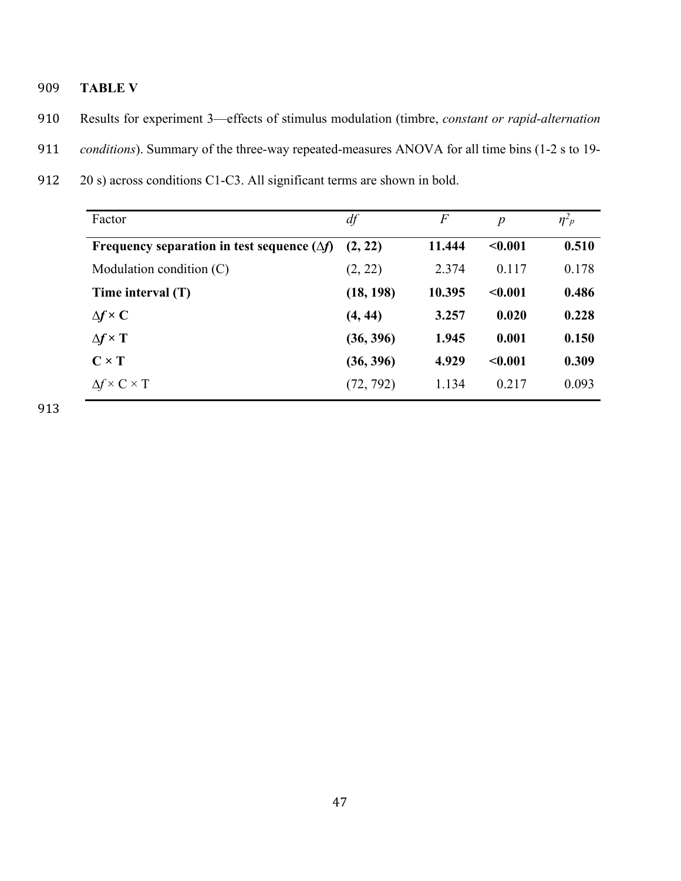**TABLE V**

Results for experiment 3—effects of stimulus modulation (timbre, *constant or rapid-alternation conditions*). Summary of the three-way repeated-measures ANOVA for all time bins (1-2 s to 19-20 s) across conditions C1-C3. All significant terms are shown in bold.

| Factor | *df* | *F* | *p* | $\eta^2_p$ |
|---|---|---|---|---|
| **Frequency separation in test sequence ($\Delta f$)** | **(2, 22)** | **11.444** | **<0.001** | **0.510** |
| Modulation condition (C) | (2, 22) | 2.374 | 0.117 | 0.178 |
| **Time interval (T)** | **(18, 198)** | **10.395** | **<0.001** | **0.486** |
| **$\Delta f \times$ C** | **(4, 44)** | **3.257** | **0.020** | **0.228** |
| **$\Delta f \times$ T** | **(36, 396)** | **1.945** | **0.001** | **0.150** |
| **C × T** | **(36, 396)** | **4.929** | **<0.001** | **0.309** |
| $\Delta f \times$ C × T | (72, 792) | 1.134 | 0.217 | 0.093 |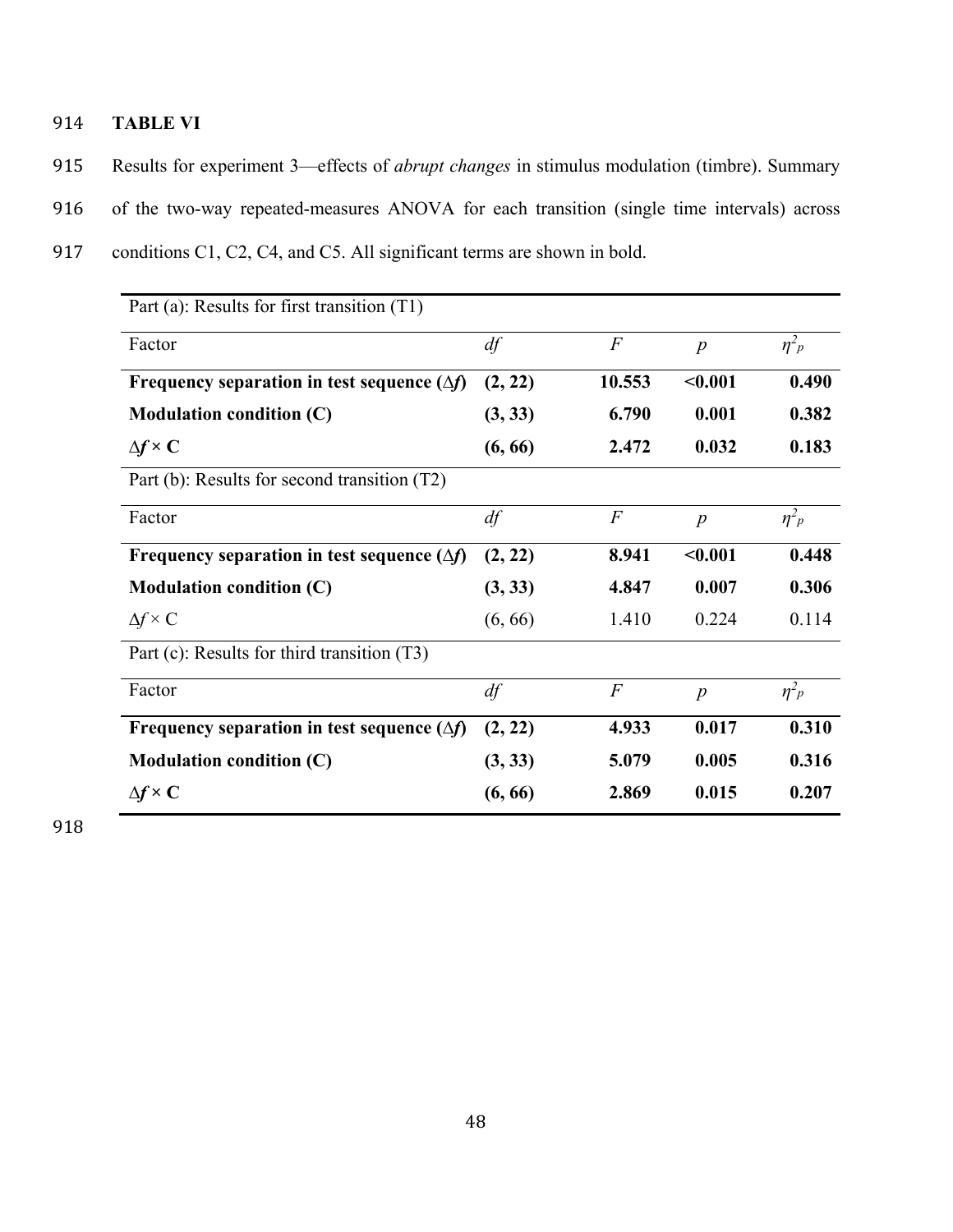**TABLE VI**

Results for experiment 3—effects of *abrupt changes* in stimulus modulation (timbre). Summary of the two-way repeated-measures ANOVA for each transition (single time intervals) across conditions C1, C2, C4, and C5. All significant terms are shown in bold.

| Part (a): Results for first transition (T1) | | | | |
|---|---|---|---|---|
| Factor | *df* | *F* | *p* | $\eta^2_p$ |
| **Frequency separation in test sequence ($\Delta f$)** | **(2, 22)** | **10.553** | **<0.001** | **0.490** |
| **Modulation condition (C)** | **(3, 33)** | **6.790** | **0.001** | **0.382** |
| **$\Delta f \times$ C** | **(6, 66)** | **2.472** | **0.032** | **0.183** |
| Part (b): Results for second transition (T2) | | | | |
| Factor | *df* | *F* | *p* | $\eta^2_p$ |
| **Frequency separation in test sequence ($\Delta f$)** | **(2, 22)** | **8.941** | **<0.001** | **0.448** |
| **Modulation condition (C)** | **(3, 33)** | **4.847** | **0.007** | **0.306** |
| $\Delta f \times$ C | (6, 66) | 1.410 | 0.224 | 0.114 |
| Part (c): Results for third transition (T3) | | | | |
| Factor | *df* | *F* | *p* | $\eta^2_p$ |
| **Frequency separation in test sequence ($\Delta f$)** | **(2, 22)** | **4.933** | **0.017** | **0.310** |
| **Modulation condition (C)** | **(3, 33)** | **5.079** | **0.005** | **0.316** |
| **$\Delta f \times$ C** | **(6, 66)** | **2.869** | **0.015** | **0.207** |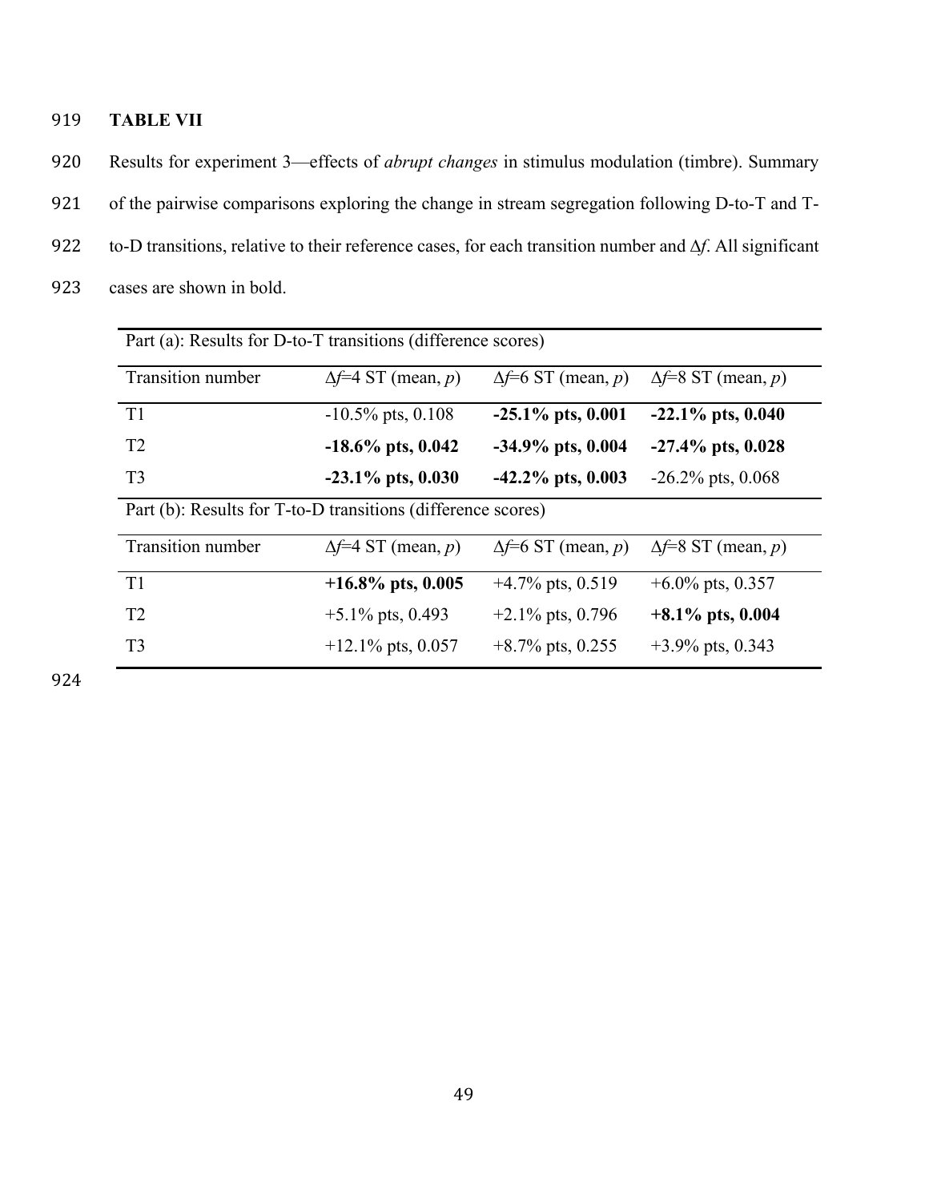**TABLE VII**

Results for experiment 3—effects of *abrupt changes* in stimulus modulation (timbre). Summary of the pairwise comparisons exploring the change in stream segregation following D-to-T and T-to-D transitions, relative to their reference cases, for each transition number and Δ*f*. All significant cases are shown in bold.

| Part (a): Results for D-to-T transitions (difference scores) | | | |
|---|---|---|---|
| Transition number | Δ*f*=4 ST (mean, *p*) | Δ*f*=6 ST (mean, *p*) | Δ*f*=8 ST (mean, *p*) |
| T1 | -10.5% pts, 0.108 | **-25.1% pts, 0.001** | **-22.1% pts, 0.040** |
| T2 | **-18.6% pts, 0.042** | **-34.9% pts, 0.004** | **-27.4% pts, 0.028** |
| T3 | **-23.1% pts, 0.030** | **-42.2% pts, 0.003** | -26.2% pts, 0.068 |
| Part (b): Results for T-to-D transitions (difference scores) | | | |
| Transition number | Δ*f*=4 ST (mean, *p*) | Δ*f*=6 ST (mean, *p*) | Δ*f*=8 ST (mean, *p*) |
| T1 | **+16.8% pts, 0.005** | +4.7% pts, 0.519 | +6.0% pts, 0.357 |
| T2 | +5.1% pts, 0.493 | +2.1% pts, 0.796 | **+8.1% pts, 0.004** |
| T3 | +12.1% pts, 0.057 | +8.7% pts, 0.255 | +3.9% pts, 0.343 |